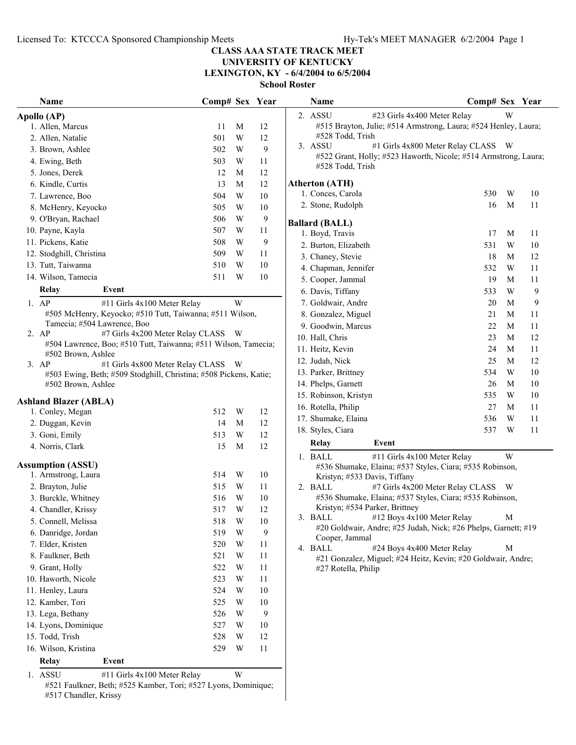Licensed To: KTCCCA Sponsored Championship Meets

# CLASS AAA STATE TRACK MEET
## UNIVERSITY OF KENTUCKY
## LEXINGTON, KY - 6/4/2004 to 6/5/2004
### School Roster

### Apollo (AP)

| Name | Comp# | Sex | Year |
|---|---|---|---|
| 1. Allen, Marcus | 11 | M | 12 |
| 2. Allen, Natalie | 501 | W | 12 |
| 3. Brown, Ashlee | 502 | W | 9 |
| 4. Ewing, Beth | 503 | W | 11 |
| 5. Jones, Derek | 12 | M | 12 |
| 6. Kindle, Curtis | 13 | M | 12 |
| 7. Lawrence, Boo | 504 | W | 10 |
| 8. McHenry, Keyocko | 505 | W | 10 |
| 9. O'Bryan, Rachael | 506 | W | 9 |
| 10. Payne, Kayla | 507 | W | 11 |
| 11. Pickens, Katie | 508 | W | 9 |
| 12. Stodghill, Christina | 509 | W | 11 |
| 13. Tutt, Taiwanna | 510 | W | 10 |
| 14. Wilson, Tamecia | 511 | W | 10 |

| Relay | Event | |
|---|---|---|
| 1. AP | #11 Girls 4x100 Meter Relay | W |
| | #505 McHenry, Keyocko; #510 Tutt, Taiwanna; #511 Wilson, Tamecia; #504 Lawrence, Boo | |
| 2. AP | #7 Girls 4x200 Meter Relay CLASS | W |
| | #504 Lawrence, Boo; #510 Tutt, Taiwanna; #511 Wilson, Tamecia; #502 Brown, Ashlee | |
| 3. AP | #1 Girls 4x800 Meter Relay CLASS | W |
| | #503 Ewing, Beth; #509 Stodghill, Christina; #508 Pickens, Katie; #502 Brown, Ashlee | |

### Ashland Blazer (ABLA)

| Name | Comp# | Sex | Year |
|---|---|---|---|
| 1. Conley, Megan | 512 | W | 12 |
| 2. Duggan, Kevin | 14 | M | 12 |
| 3. Goni, Emily | 513 | W | 12 |
| 4. Norris, Clark | 15 | M | 12 |

### Assumption (ASSU)

| Name | Comp# | Sex | Year |
|---|---|---|---|
| 1. Armstrong, Laura | 514 | W | 10 |
| 2. Brayton, Julie | 515 | W | 11 |
| 3. Burckle, Whitney | 516 | W | 10 |
| 4. Chandler, Krissy | 517 | W | 12 |
| 5. Connell, Melissa | 518 | W | 10 |
| 6. Danridge, Jordan | 519 | W | 9 |
| 7. Elder, Kristen | 520 | W | 11 |
| 8. Faulkner, Beth | 521 | W | 11 |
| 9. Grant, Holly | 522 | W | 11 |
| 10. Haworth, Nicole | 523 | W | 11 |
| 11. Henley, Laura | 524 | W | 10 |
| 12. Kamber, Tori | 525 | W | 10 |
| 13. Lega, Bethany | 526 | W | 9 |
| 14. Lyons, Dominique | 527 | W | 10 |
| 15. Todd, Trish | 528 | W | 12 |
| 16. Wilson, Kristina | 529 | W | 11 |

| Relay | Event | |
|---|---|---|
| 1. ASSU | #11 Girls 4x100 Meter Relay | W |
| | #521 Faulkner, Beth; #525 Kamber, Tori; #527 Lyons, Dominique; #517 Chandler, Krissy | |
| 2. ASSU | #23 Girls 4x400 Meter Relay | W |
| | #515 Brayton, Julie; #514 Armstrong, Laura; #524 Henley, Laura; #528 Todd, Trish | |
| 3. ASSU | #1 Girls 4x800 Meter Relay CLASS | W |
| | #522 Grant, Holly; #523 Haworth, Nicole; #514 Armstrong, Laura; #528 Todd, Trish | |

### Atherton (ATH)

| Name | Comp# | Sex | Year |
|---|---|---|---|
| 1. Conces, Carola | 530 | W | 10 |
| 2. Stone, Rudolph | 16 | M | 11 |

### Ballard (BALL)

| Name | Comp# | Sex | Year |
|---|---|---|---|
| 1. Boyd, Travis | 17 | M | 11 |
| 2. Burton, Elizabeth | 531 | W | 10 |
| 3. Chaney, Stevie | 18 | M | 12 |
| 4. Chapman, Jennifer | 532 | W | 11 |
| 5. Cooper, Jammal | 19 | M | 11 |
| 6. Davis, Tiffany | 533 | W | 9 |
| 7. Goldwair, Andre | 20 | M | 9 |
| 8. Gonzalez, Miguel | 21 | M | 11 |
| 9. Goodwin, Marcus | 22 | M | 11 |
| 10. Hall, Chris | 23 | M | 12 |
| 11. Heitz, Kevin | 24 | M | 11 |
| 12. Judah, Nick | 25 | M | 12 |
| 13. Parker, Brittney | 534 | W | 10 |
| 14. Phelps, Garnett | 26 | M | 10 |
| 15. Robinson, Kristyn | 535 | W | 10 |
| 16. Rotella, Philip | 27 | M | 11 |
| 17. Shumake, Elaina | 536 | W | 11 |
| 18. Styles, Ciara | 537 | W | 11 |

| Relay | Event | |
|---|---|---|
| 1. BALL | #11 Girls 4x100 Meter Relay | W |
| | #536 Shumake, Elaina; #537 Styles, Ciara; #535 Robinson, Kristyn; #533 Davis, Tiffany | |
| 2. BALL | #7 Girls 4x200 Meter Relay CLASS | W |
| | #536 Shumake, Elaina; #537 Styles, Ciara; #535 Robinson, Kristyn; #534 Parker, Brittney | |
| 3. BALL | #12 Boys 4x100 Meter Relay | M |
| | #20 Goldwair, Andre; #25 Judah, Nick; #26 Phelps, Garnett; #19 Cooper, Jammal | |
| 4. BALL | #24 Boys 4x400 Meter Relay | M |
| | #21 Gonzalez, Miguel; #24 Heitz, Kevin; #20 Goldwair, Andre; #27 Rotella, Philip | |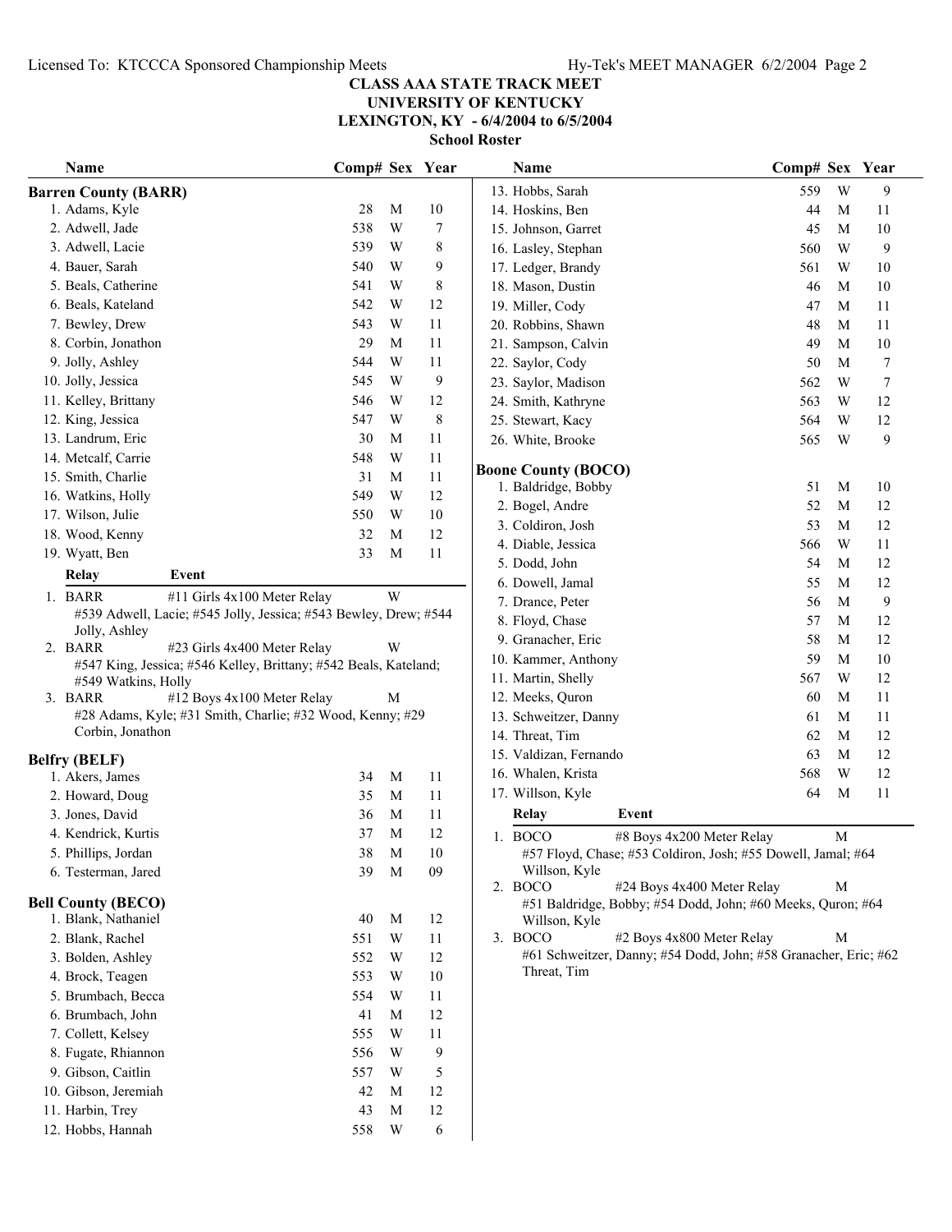**CLASS AAA STATE TRACK MEET**
**UNIVERSITY OF KENTUCKY**
**LEXINGTON, KY - 6/4/2004 to 6/5/2004**
**School Roster**

### Barren County (BARR)

| Name | Comp# | Sex | Year |
|---|---|---|---|
| 1. Adams, Kyle | 28 | M | 10 |
| 2. Adwell, Jade | 538 | W | 7 |
| 3. Adwell, Lacie | 539 | W | 8 |
| 4. Bauer, Sarah | 540 | W | 9 |
| 5. Beals, Catherine | 541 | W | 8 |
| 6. Beals, Kateland | 542 | W | 12 |
| 7. Bewley, Drew | 543 | W | 11 |
| 8. Corbin, Jonathon | 29 | M | 11 |
| 9. Jolly, Ashley | 544 | W | 11 |
| 10. Jolly, Jessica | 545 | W | 9 |
| 11. Kelley, Brittany | 546 | W | 12 |
| 12. King, Jessica | 547 | W | 8 |
| 13. Landrum, Eric | 30 | M | 11 |
| 14. Metcalf, Carrie | 548 | W | 11 |
| 15. Smith, Charlie | 31 | M | 11 |
| 16. Watkins, Holly | 549 | W | 12 |
| 17. Wilson, Julie | 550 | W | 10 |
| 18. Wood, Kenny | 32 | M | 12 |
| 19. Wyatt, Ben | 33 | M | 11 |

| Relay | Event | |
|---|---|---|
| 1. BARR | #11 Girls 4x100 Meter Relay | W |
| | #539 Adwell, Lacie; #545 Jolly, Jessica; #543 Bewley, Drew; #544 Jolly, Ashley | |
| 2. BARR | #23 Girls 4x400 Meter Relay | W |
| | #547 King, Jessica; #546 Kelley, Brittany; #542 Beals, Kateland; #549 Watkins, Holly | |
| 3. BARR | #12 Boys 4x100 Meter Relay | M |
| | #28 Adams, Kyle; #31 Smith, Charlie; #32 Wood, Kenny; #29 Corbin, Jonathon | |

### Belfry (BELF)

| Name | Comp# | Sex | Year |
|---|---|---|---|
| 1. Akers, James | 34 | M | 11 |
| 2. Howard, Doug | 35 | M | 11 |
| 3. Jones, David | 36 | M | 11 |
| 4. Kendrick, Kurtis | 37 | M | 12 |
| 5. Phillips, Jordan | 38 | M | 10 |
| 6. Testerman, Jared | 39 | M | 09 |

### Bell County (BECO)

| Name | Comp# | Sex | Year |
|---|---|---|---|
| 1. Blank, Nathaniel | 40 | M | 12 |
| 2. Blank, Rachel | 551 | W | 11 |
| 3. Bolden, Ashley | 552 | W | 12 |
| 4. Brock, Teagen | 553 | W | 10 |
| 5. Brumbach, Becca | 554 | W | 11 |
| 6. Brumbach, John | 41 | M | 12 |
| 7. Collett, Kelsey | 555 | W | 11 |
| 8. Fugate, Rhiannon | 556 | W | 9 |
| 9. Gibson, Caitlin | 557 | W | 5 |
| 10. Gibson, Jeremiah | 42 | M | 12 |
| 11. Harbin, Trey | 43 | M | 12 |
| 12. Hobbs, Hannah | 558 | W | 6 |
| 13. Hobbs, Sarah | 559 | W | 9 |
| 14. Hoskins, Ben | 44 | M | 11 |
| 15. Johnson, Garret | 45 | M | 10 |
| 16. Lasley, Stephan | 560 | W | 9 |
| 17. Ledger, Brandy | 561 | W | 10 |
| 18. Mason, Dustin | 46 | M | 10 |
| 19. Miller, Cody | 47 | M | 11 |
| 20. Robbins, Shawn | 48 | M | 11 |
| 21. Sampson, Calvin | 49 | M | 10 |
| 22. Saylor, Cody | 50 | M | 7 |
| 23. Saylor, Madison | 562 | W | 7 |
| 24. Smith, Kathryne | 563 | W | 12 |
| 25. Stewart, Kacy | 564 | W | 12 |
| 26. White, Brooke | 565 | W | 9 |

### Boone County (BOCO)

| Name | Comp# | Sex | Year |
|---|---|---|---|
| 1. Baldridge, Bobby | 51 | M | 10 |
| 2. Bogel, Andre | 52 | M | 12 |
| 3. Coldiron, Josh | 53 | M | 12 |
| 4. Diable, Jessica | 566 | W | 11 |
| 5. Dodd, John | 54 | M | 12 |
| 6. Dowell, Jamal | 55 | M | 12 |
| 7. Drance, Peter | 56 | M | 9 |
| 8. Floyd, Chase | 57 | M | 12 |
| 9. Granacher, Eric | 58 | M | 12 |
| 10. Kammer, Anthony | 59 | M | 10 |
| 11. Martin, Shelly | 567 | W | 12 |
| 12. Meeks, Quron | 60 | M | 11 |
| 13. Schweitzer, Danny | 61 | M | 11 |
| 14. Threat, Tim | 62 | M | 12 |
| 15. Valdizan, Fernando | 63 | M | 12 |
| 16. Whalen, Krista | 568 | W | 12 |
| 17. Willson, Kyle | 64 | M | 11 |

| Relay | Event | |
|---|---|---|
| 1. BOCO | #8 Boys 4x200 Meter Relay | M |
| | #57 Floyd, Chase; #53 Coldiron, Josh; #55 Dowell, Jamal; #64 Willson, Kyle | |
| 2. BOCO | #24 Boys 4x400 Meter Relay | M |
| | #51 Baldridge, Bobby; #54 Dodd, John; #60 Meeks, Quron; #64 Willson, Kyle | |
| 3. BOCO | #2 Boys 4x800 Meter Relay | M |
| | #61 Schweitzer, Danny; #54 Dodd, John; #58 Granacher, Eric; #62 Threat, Tim | |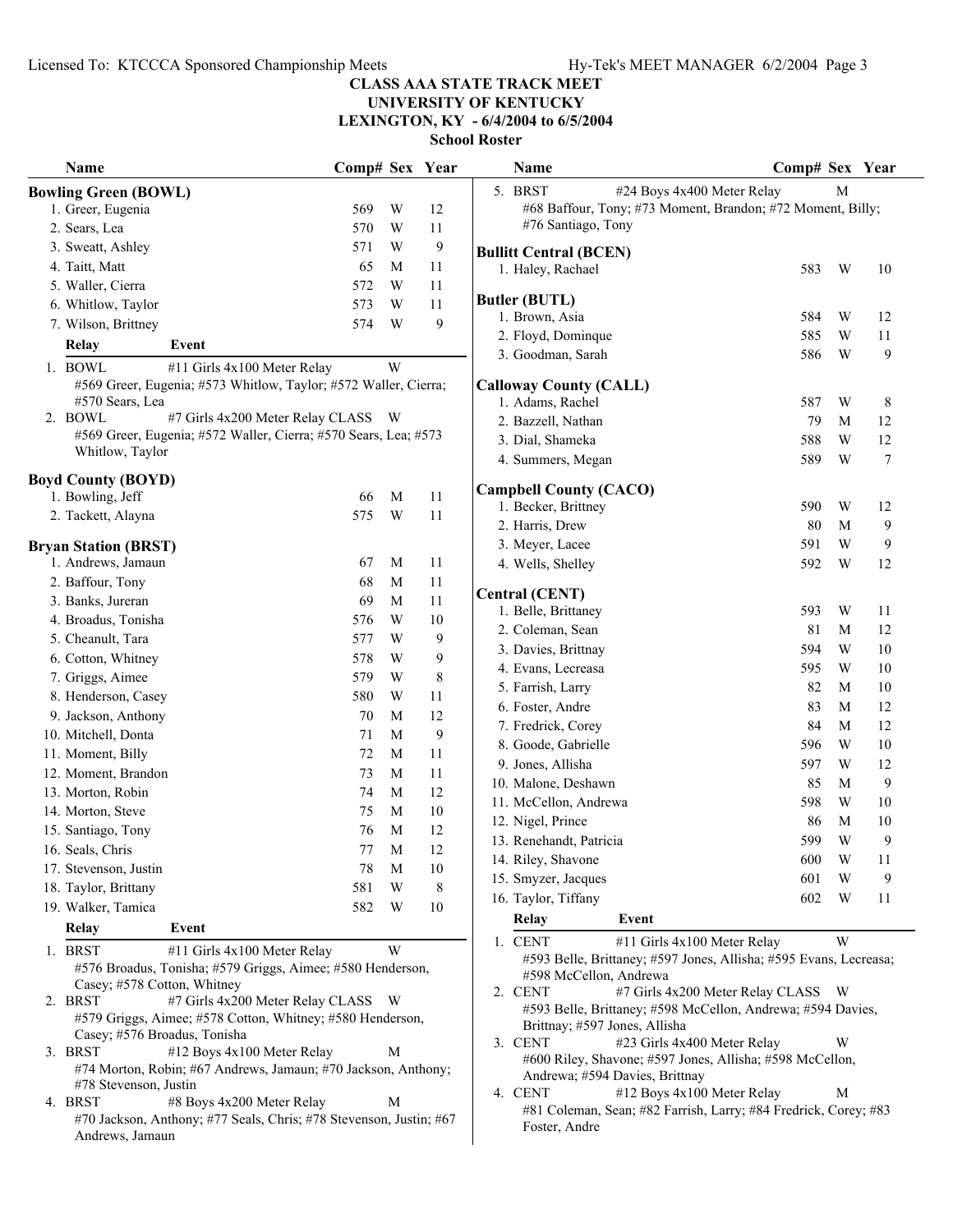# CLASS AAA STATE TRACK MEET
## UNIVERSITY OF KENTUCKY
## LEXINGTON, KY - 6/4/2004 to 6/5/2004
### School Roster

### Bowling Green (BOWL)

| Name | Comp# | Sex | Year |
|---|---|---|---|
| 1. Greer, Eugenia | 569 | W | 12 |
| 2. Sears, Lea | 570 | W | 11 |
| 3. Sweatt, Ashley | 571 | W | 9 |
| 4. Taitt, Matt | 65 | M | 11 |
| 5. Waller, Cierra | 572 | W | 11 |
| 6. Whitlow, Taylor | 573 | W | 11 |
| 7. Wilson, Brittney | 574 | W | 9 |

| Relay | Event | Sex |
|---|---|---|
| 1. BOWL | #11 Girls 4x100 Meter Relay | W |
| | #569 Greer, Eugenia; #573 Whitlow, Taylor; #572 Waller, Cierra; #570 Sears, Lea | |
| 2. BOWL | #7 Girls 4x200 Meter Relay CLASS | W |
| | #569 Greer, Eugenia; #572 Waller, Cierra; #570 Sears, Lea; #573 Whitlow, Taylor | |

### Boyd County (BOYD)

| Name | Comp# | Sex | Year |
|---|---|---|---|
| 1. Bowling, Jeff | 66 | M | 11 |
| 2. Tackett, Alayna | 575 | W | 11 |

### Bryan Station (BRST)

| Name | Comp# | Sex | Year |
|---|---|---|---|
| 1. Andrews, Jamaun | 67 | M | 11 |
| 2. Baffour, Tony | 68 | M | 11 |
| 3. Banks, Jureran | 69 | M | 11 |
| 4. Broadus, Tonisha | 576 | W | 10 |
| 5. Cheanult, Tara | 577 | W | 9 |
| 6. Cotton, Whitney | 578 | W | 9 |
| 7. Griggs, Aimee | 579 | W | 8 |
| 8. Henderson, Casey | 580 | W | 11 |
| 9. Jackson, Anthony | 70 | M | 12 |
| 10. Mitchell, Donta | 71 | M | 9 |
| 11. Moment, Billy | 72 | M | 11 |
| 12. Moment, Brandon | 73 | M | 11 |
| 13. Morton, Robin | 74 | M | 12 |
| 14. Morton, Steve | 75 | M | 10 |
| 15. Santiago, Tony | 76 | M | 12 |
| 16. Seals, Chris | 77 | M | 12 |
| 17. Stevenson, Justin | 78 | M | 10 |
| 18. Taylor, Brittany | 581 | W | 8 |
| 19. Walker, Tamica | 582 | W | 10 |

| Relay | Event | Sex |
|---|---|---|
| 1. BRST | #11 Girls 4x100 Meter Relay | W |
| | #576 Broadus, Tonisha; #579 Griggs, Aimee; #580 Henderson, Casey; #578 Cotton, Whitney | |
| 2. BRST | #7 Girls 4x200 Meter Relay CLASS | W |
| | #579 Griggs, Aimee; #578 Cotton, Whitney; #580 Henderson, Casey; #576 Broadus, Tonisha | |
| 3. BRST | #12 Boys 4x100 Meter Relay | M |
| | #74 Morton, Robin; #67 Andrews, Jamaun; #70 Jackson, Anthony; #78 Stevenson, Justin | |
| 4. BRST | #8 Boys 4x200 Meter Relay | M |
| | #70 Jackson, Anthony; #77 Seals, Chris; #78 Stevenson, Justin; #67 Andrews, Jamaun | |
| 5. BRST | #24 Boys 4x400 Meter Relay | M |
| | #68 Baffour, Tony; #73 Moment, Brandon; #72 Moment, Billy; #76 Santiago, Tony | |

### Bullitt Central (BCEN)

| Name | Comp# | Sex | Year |
|---|---|---|---|
| 1. Haley, Rachael | 583 | W | 10 |

### Butler (BUTL)

| Name | Comp# | Sex | Year |
|---|---|---|---|
| 1. Brown, Asia | 584 | W | 12 |
| 2. Floyd, Dominque | 585 | W | 11 |
| 3. Goodman, Sarah | 586 | W | 9 |

### Calloway County (CALL)

| Name | Comp# | Sex | Year |
|---|---|---|---|
| 1. Adams, Rachel | 587 | W | 8 |
| 2. Bazzell, Nathan | 79 | M | 12 |
| 3. Dial, Shameka | 588 | W | 12 |
| 4. Summers, Megan | 589 | W | 7 |

### Campbell County (CACO)

| Name | Comp# | Sex | Year |
|---|---|---|---|
| 1. Becker, Brittney | 590 | W | 12 |
| 2. Harris, Drew | 80 | M | 9 |
| 3. Meyer, Lacee | 591 | W | 9 |
| 4. Wells, Shelley | 592 | W | 12 |

### Central (CENT)

| Name | Comp# | Sex | Year |
|---|---|---|---|
| 1. Belle, Brittaney | 593 | W | 11 |
| 2. Coleman, Sean | 81 | M | 12 |
| 3. Davies, Brittnay | 594 | W | 10 |
| 4. Evans, Lecreasa | 595 | W | 10 |
| 5. Farrish, Larry | 82 | M | 10 |
| 6. Foster, Andre | 83 | M | 12 |
| 7. Fredrick, Corey | 84 | M | 12 |
| 8. Goode, Gabrielle | 596 | W | 10 |
| 9. Jones, Allisha | 597 | W | 12 |
| 10. Malone, Deshawn | 85 | M | 9 |
| 11. McCellon, Andrewa | 598 | W | 10 |
| 12. Nigel, Prince | 86 | M | 10 |
| 13. Renehandt, Patricia | 599 | W | 9 |
| 14. Riley, Shavone | 600 | W | 11 |
| 15. Smyzer, Jacques | 601 | W | 9 |
| 16. Taylor, Tiffany | 602 | W | 11 |

| Relay | Event | Sex |
|---|---|---|
| 1. CENT | #11 Girls 4x100 Meter Relay | W |
| | #593 Belle, Brittaney; #597 Jones, Allisha; #595 Evans, Lecreasa; #598 McCellon, Andrewa | |
| 2. CENT | #7 Girls 4x200 Meter Relay CLASS | W |
| | #593 Belle, Brittaney; #598 McCellon, Andrewa; #594 Davies, Brittnay; #597 Jones, Allisha | |
| 3. CENT | #23 Girls 4x400 Meter Relay | W |
| | #600 Riley, Shavone; #597 Jones, Allisha; #598 McCellon, Andrewa; #594 Davies, Brittnay | |
| 4. CENT | #12 Boys 4x100 Meter Relay | M |
| | #81 Coleman, Sean; #82 Farrish, Larry; #84 Fredrick, Corey; #83 Foster, Andre | |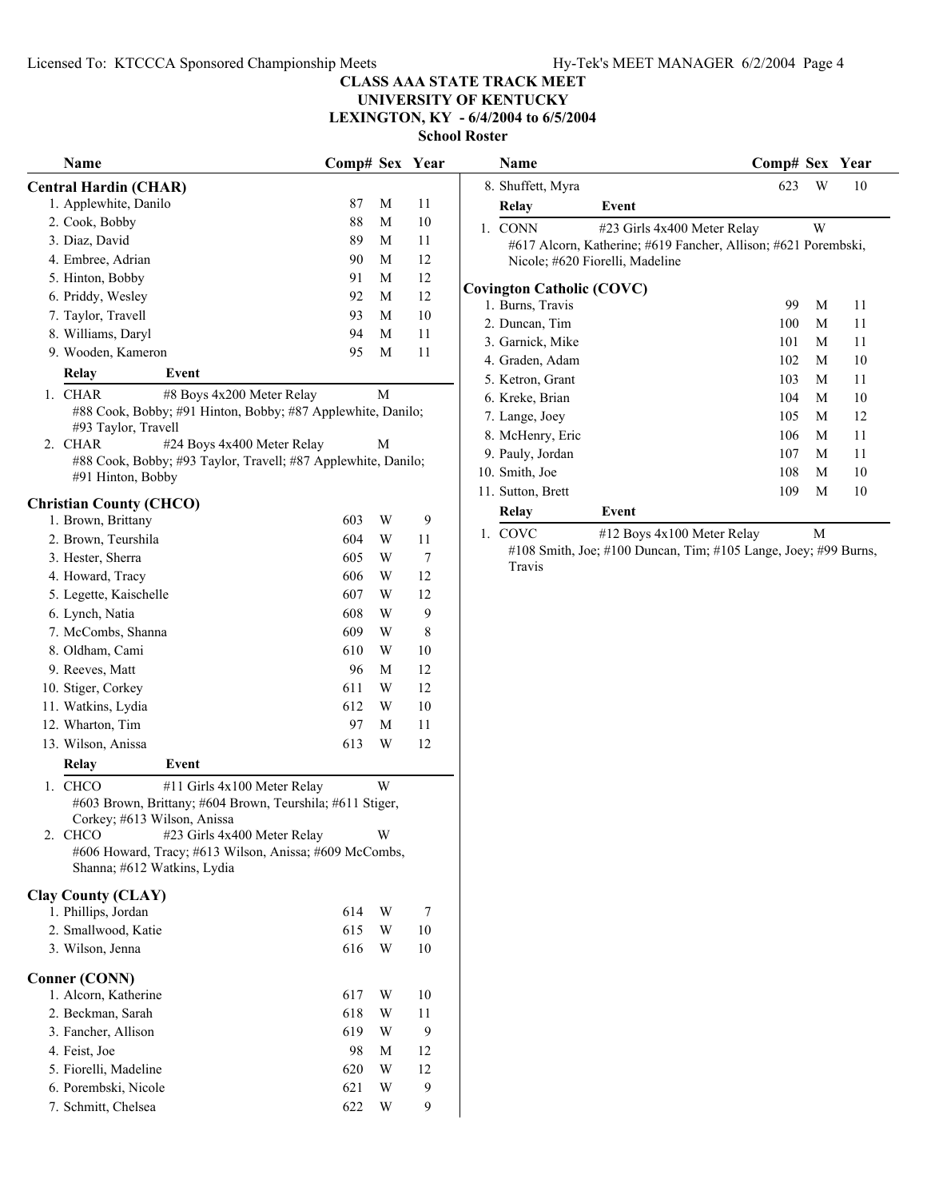# CLASS AAA STATE TRACK MEET
## UNIVERSITY OF KENTUCKY
## LEXINGTON, KY - 6/4/2004 to 6/5/2004
### School Roster

### Central Hardin (CHAR)

| Name | Comp# | Sex | Year |
|---|---|---|---|
| 1. Applewhite, Danilo | 87 | M | 11 |
| 2. Cook, Bobby | 88 | M | 10 |
| 3. Diaz, David | 89 | M | 11 |
| 4. Embree, Adrian | 90 | M | 12 |
| 5. Hinton, Bobby | 91 | M | 12 |
| 6. Priddy, Wesley | 92 | M | 12 |
| 7. Taylor, Travell | 93 | M | 10 |
| 8. Williams, Daryl | 94 | M | 11 |
| 9. Wooden, Kameron | 95 | M | 11 |

| Relay | Event | |
|---|---|---|
| 1. CHAR | #8 Boys 4x200 Meter Relay | M |
| | #88 Cook, Bobby; #91 Hinton, Bobby; #87 Applewhite, Danilo; #93 Taylor, Travell | |
| 2. CHAR | #24 Boys 4x400 Meter Relay | M |
| | #88 Cook, Bobby; #93 Taylor, Travell; #87 Applewhite, Danilo; #91 Hinton, Bobby | |

### Christian County (CHCO)

| Name | Comp# | Sex | Year |
|---|---|---|---|
| 1. Brown, Brittany | 603 | W | 9 |
| 2. Brown, Teurshila | 604 | W | 11 |
| 3. Hester, Sherra | 605 | W | 7 |
| 4. Howard, Tracy | 606 | W | 12 |
| 5. Legette, Kaischelle | 607 | W | 12 |
| 6. Lynch, Natia | 608 | W | 9 |
| 7. McCombs, Shanna | 609 | W | 8 |
| 8. Oldham, Cami | 610 | W | 10 |
| 9. Reeves, Matt | 96 | M | 12 |
| 10. Stiger, Corkey | 611 | W | 12 |
| 11. Watkins, Lydia | 612 | W | 10 |
| 12. Wharton, Tim | 97 | M | 11 |
| 13. Wilson, Anissa | 613 | W | 12 |

| Relay | Event | |
|---|---|---|
| 1. CHCO | #11 Girls 4x100 Meter Relay | W |
| | #603 Brown, Brittany; #604 Brown, Teurshila; #611 Stiger, Corkey; #613 Wilson, Anissa | |
| 2. CHCO | #23 Girls 4x400 Meter Relay | W |
| | #606 Howard, Tracy; #613 Wilson, Anissa; #609 McCombs, Shanna; #612 Watkins, Lydia | |

### Clay County (CLAY)

| Name | Comp# | Sex | Year |
|---|---|---|---|
| 1. Phillips, Jordan | 614 | W | 7 |
| 2. Smallwood, Katie | 615 | W | 10 |
| 3. Wilson, Jenna | 616 | W | 10 |

### Conner (CONN)

| Name | Comp# | Sex | Year |
|---|---|---|---|
| 1. Alcorn, Katherine | 617 | W | 10 |
| 2. Beckman, Sarah | 618 | W | 11 |
| 3. Fancher, Allison | 619 | W | 9 |
| 4. Feist, Joe | 98 | M | 12 |
| 5. Fiorelli, Madeline | 620 | W | 12 |
| 6. Porembski, Nicole | 621 | W | 9 |
| 7. Schmitt, Chelsea | 622 | W | 9 |
| 8. Shuffett, Myra | 623 | W | 10 |

| Relay | Event | |
|---|---|---|
| 1. CONN | #23 Girls 4x400 Meter Relay | W |
| | #617 Alcorn, Katherine; #619 Fancher, Allison; #621 Porembski, Nicole; #620 Fiorelli, Madeline | |

### Covington Catholic (COVC)

| Name | Comp# | Sex | Year |
|---|---|---|---|
| 1. Burns, Travis | 99 | M | 11 |
| 2. Duncan, Tim | 100 | M | 11 |
| 3. Garnick, Mike | 101 | M | 11 |
| 4. Graden, Adam | 102 | M | 10 |
| 5. Ketron, Grant | 103 | M | 11 |
| 6. Kreke, Brian | 104 | M | 10 |
| 7. Lange, Joey | 105 | M | 12 |
| 8. McHenry, Eric | 106 | M | 11 |
| 9. Pauly, Jordan | 107 | M | 11 |
| 10. Smith, Joe | 108 | M | 10 |
| 11. Sutton, Brett | 109 | M | 10 |

| Relay | Event | |
|---|---|---|
| 1. COVC | #12 Boys 4x100 Meter Relay | M |
| | #108 Smith, Joe; #100 Duncan, Tim; #105 Lange, Joey; #99 Burns, Travis | |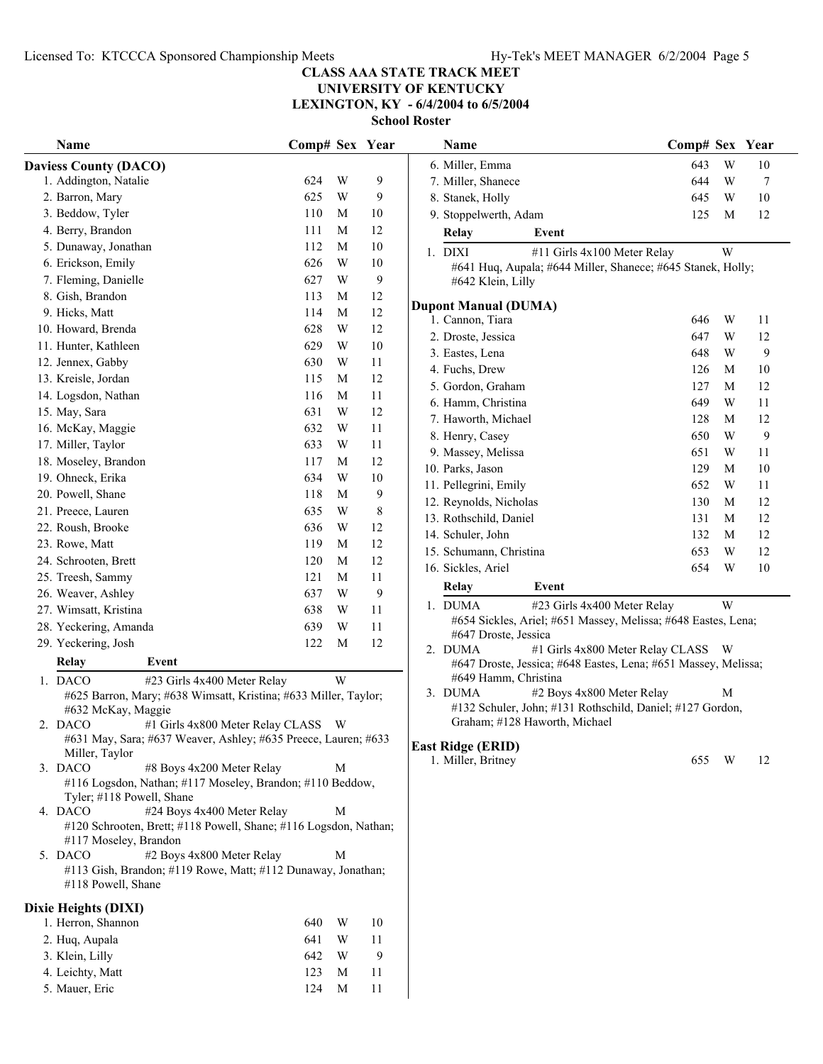## CLASS AAA STATE TRACK MEET
## UNIVERSITY OF KENTUCKY
## LEXINGTON, KY - 6/4/2004 to 6/5/2004
### School Roster

### Daviess County (DACO)

| Name | Comp# | Sex | Year |
|---|---|---|---|
| 1. Addington, Natalie | 624 | W | 9 |
| 2. Barron, Mary | 625 | W | 9 |
| 3. Beddow, Tyler | 110 | M | 10 |
| 4. Berry, Brandon | 111 | M | 12 |
| 5. Dunaway, Jonathan | 112 | M | 10 |
| 6. Erickson, Emily | 626 | W | 10 |
| 7. Fleming, Danielle | 627 | W | 9 |
| 8. Gish, Brandon | 113 | M | 12 |
| 9. Hicks, Matt | 114 | M | 12 |
| 10. Howard, Brenda | 628 | W | 12 |
| 11. Hunter, Kathleen | 629 | W | 10 |
| 12. Jennex, Gabby | 630 | W | 11 |
| 13. Kreisle, Jordan | 115 | M | 12 |
| 14. Logsdon, Nathan | 116 | M | 11 |
| 15. May, Sara | 631 | W | 12 |
| 16. McKay, Maggie | 632 | W | 11 |
| 17. Miller, Taylor | 633 | W | 11 |
| 18. Moseley, Brandon | 117 | M | 12 |
| 19. Ohneck, Erika | 634 | W | 10 |
| 20. Powell, Shane | 118 | M | 9 |
| 21. Preece, Lauren | 635 | W | 8 |
| 22. Roush, Brooke | 636 | W | 12 |
| 23. Rowe, Matt | 119 | M | 12 |
| 24. Schrooten, Brett | 120 | M | 12 |
| 25. Treesh, Sammy | 121 | M | 11 |
| 26. Weaver, Ashley | 637 | W | 9 |
| 27. Wimsatt, Kristina | 638 | W | 11 |
| 28. Yeckering, Amanda | 639 | W | 11 |
| 29. Yeckering, Josh | 122 | M | 12 |

| Relay | Event | Sex |
|---|---|---|
| 1. DACO | #23 Girls 4x400 Meter Relay | W |
| | #625 Barron, Mary; #638 Wimsatt, Kristina; #633 Miller, Taylor; #632 McKay, Maggie | |
| 2. DACO | #1 Girls 4x800 Meter Relay CLASS | W |
| | #631 May, Sara; #637 Weaver, Ashley; #635 Preece, Lauren; #633 Miller, Taylor | |
| 3. DACO | #8 Boys 4x200 Meter Relay | M |
| | #116 Logsdon, Nathan; #117 Moseley, Brandon; #110 Beddow, Tyler; #118 Powell, Shane | |
| 4. DACO | #24 Boys 4x400 Meter Relay | M |
| | #120 Schrooten, Brett; #118 Powell, Shane; #116 Logsdon, Nathan; #117 Moseley, Brandon | |
| 5. DACO | #2 Boys 4x800 Meter Relay | M |
| | #113 Gish, Brandon; #119 Rowe, Matt; #112 Dunaway, Jonathan; #118 Powell, Shane | |

### Dixie Heights (DIXI)

| Name | Comp# | Sex | Year |
|---|---|---|---|
| 1. Herron, Shannon | 640 | W | 10 |
| 2. Huq, Aupala | 641 | W | 11 |
| 3. Klein, Lilly | 642 | W | 9 |
| 4. Leichty, Matt | 123 | M | 11 |
| 5. Mauer, Eric | 124 | M | 11 |
| 6. Miller, Emma | 643 | W | 10 |
| 7. Miller, Shanece | 644 | W | 7 |
| 8. Stanek, Holly | 645 | W | 10 |
| 9. Stoppelwerth, Adam | 125 | M | 12 |

| Relay | Event | Sex |
|---|---|---|
| 1. DIXI | #11 Girls 4x100 Meter Relay | W |
| | #641 Huq, Aupala; #644 Miller, Shanece; #645 Stanek, Holly; #642 Klein, Lilly | |

### Dupont Manual (DUMA)

| Name | Comp# | Sex | Year |
|---|---|---|---|
| 1. Cannon, Tiara | 646 | W | 11 |
| 2. Droste, Jessica | 647 | W | 12 |
| 3. Eastes, Lena | 648 | W | 9 |
| 4. Fuchs, Drew | 126 | M | 10 |
| 5. Gordon, Graham | 127 | M | 12 |
| 6. Hamm, Christina | 649 | W | 11 |
| 7. Haworth, Michael | 128 | M | 12 |
| 8. Henry, Casey | 650 | W | 9 |
| 9. Massey, Melissa | 651 | W | 11 |
| 10. Parks, Jason | 129 | M | 10 |
| 11. Pellegrini, Emily | 652 | W | 11 |
| 12. Reynolds, Nicholas | 130 | M | 12 |
| 13. Rothschild, Daniel | 131 | M | 12 |
| 14. Schuler, John | 132 | M | 12 |
| 15. Schumann, Christina | 653 | W | 12 |
| 16. Sickles, Ariel | 654 | W | 10 |

| Relay | Event | Sex |
|---|---|---|
| 1. DUMA | #23 Girls 4x400 Meter Relay | W |
| | #654 Sickles, Ariel; #651 Massey, Melissa; #648 Eastes, Lena; #647 Droste, Jessica | |
| 2. DUMA | #1 Girls 4x800 Meter Relay CLASS | W |
| | #647 Droste, Jessica; #648 Eastes, Lena; #651 Massey, Melissa; #649 Hamm, Christina | |
| 3. DUMA | #2 Boys 4x800 Meter Relay | M |
| | #132 Schuler, John; #131 Rothschild, Daniel; #127 Gordon, Graham; #128 Haworth, Michael | |

### East Ridge (ERID)

| Name | Comp# | Sex | Year |
|---|---|---|---|
| 1. Miller, Britney | 655 | W | 12 |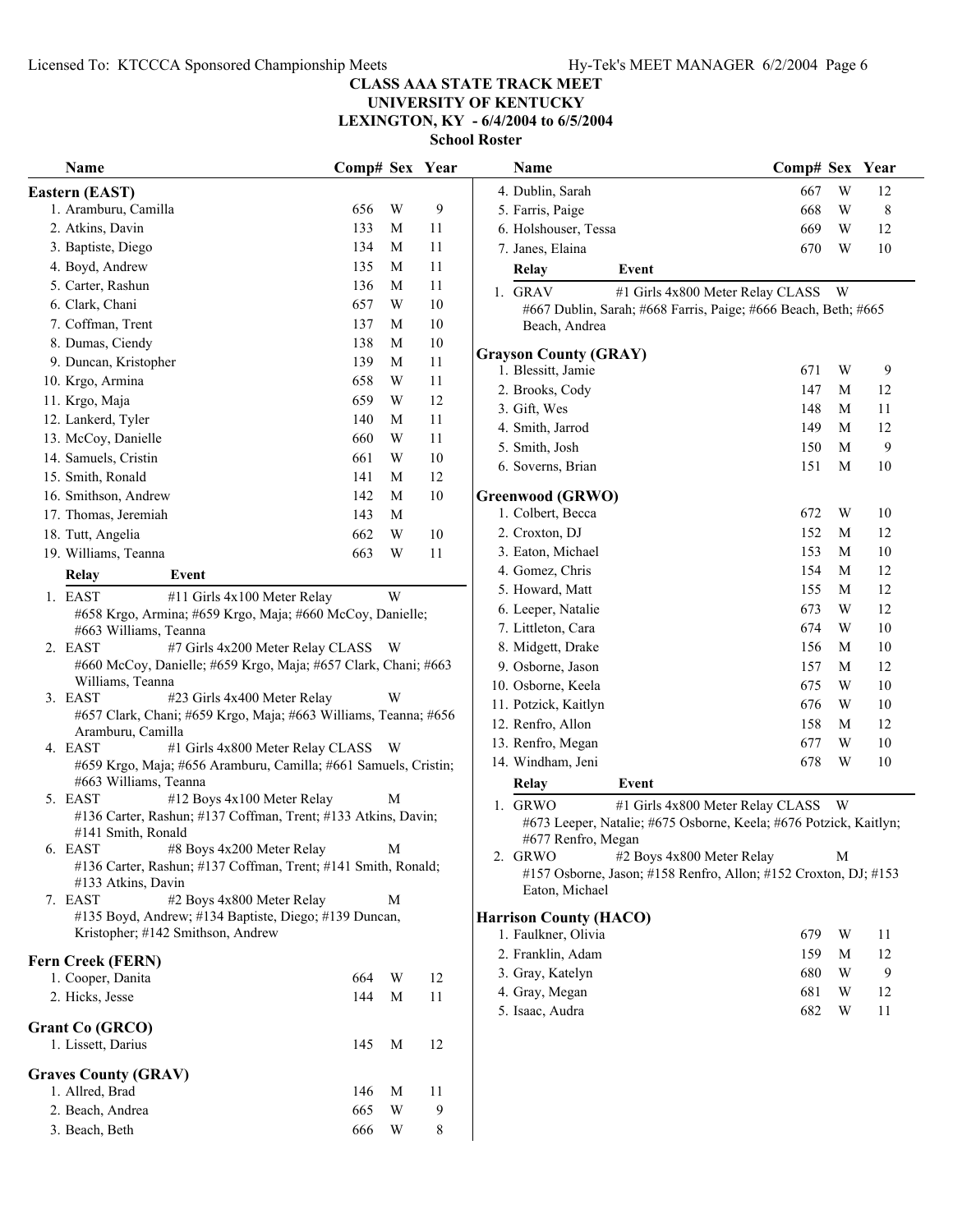# CLASS AAA STATE TRACK MEET
## UNIVERSITY OF KENTUCKY
## LEXINGTON, KY - 6/4/2004 to 6/5/2004
### School Roster

### Eastern (EAST)

| Name | Comp# | Sex | Year |
|---|---|---|---|
| 1. Aramburu, Camilla | 656 | W | 9 |
| 2. Atkins, Davin | 133 | M | 11 |
| 3. Baptiste, Diego | 134 | M | 11 |
| 4. Boyd, Andrew | 135 | M | 11 |
| 5. Carter, Rashun | 136 | M | 11 |
| 6. Clark, Chani | 657 | W | 10 |
| 7. Coffman, Trent | 137 | M | 10 |
| 8. Dumas, Ciendy | 138 | M | 10 |
| 9. Duncan, Kristopher | 139 | M | 11 |
| 10. Krgo, Armina | 658 | W | 11 |
| 11. Krgo, Maja | 659 | W | 12 |
| 12. Lankerd, Tyler | 140 | M | 11 |
| 13. McCoy, Danielle | 660 | W | 11 |
| 14. Samuels, Cristin | 661 | W | 10 |
| 15. Smith, Ronald | 141 | M | 12 |
| 16. Smithson, Andrew | 142 | M | 10 |
| 17. Thomas, Jeremiah | 143 | M | |
| 18. Tutt, Angelia | 662 | W | 10 |
| 19. Williams, Teanna | 663 | W | 11 |

| Relay | Event | Sex |
|---|---|---|
| 1. EAST | #11 Girls 4x100 Meter Relay | W |
| | #658 Krgo, Armina; #659 Krgo, Maja; #660 McCoy, Danielle; #663 Williams, Teanna | |
| 2. EAST | #7 Girls 4x200 Meter Relay CLASS | W |
| | #660 McCoy, Danielle; #659 Krgo, Maja; #657 Clark, Chani; #663 Williams, Teanna | |
| 3. EAST | #23 Girls 4x400 Meter Relay | W |
| | #657 Clark, Chani; #659 Krgo, Maja; #663 Williams, Teanna; #656 Aramburu, Camilla | |
| 4. EAST | #1 Girls 4x800 Meter Relay CLASS | W |
| | #659 Krgo, Maja; #656 Aramburu, Camilla; #661 Samuels, Cristin; #663 Williams, Teanna | |
| 5. EAST | #12 Boys 4x100 Meter Relay | M |
| | #136 Carter, Rashun; #137 Coffman, Trent; #133 Atkins, Davin; #141 Smith, Ronald | |
| 6. EAST | #8 Boys 4x200 Meter Relay | M |
| | #136 Carter, Rashun; #137 Coffman, Trent; #141 Smith, Ronald; #133 Atkins, Davin | |
| 7. EAST | #2 Boys 4x800 Meter Relay | M |
| | #135 Boyd, Andrew; #134 Baptiste, Diego; #139 Duncan, Kristopher; #142 Smithson, Andrew | |

### Fern Creek (FERN)

| Name | Comp# | Sex | Year |
|---|---|---|---|
| 1. Cooper, Danita | 664 | W | 12 |
| 2. Hicks, Jesse | 144 | M | 11 |

### Grant Co (GRCO)

| Name | Comp# | Sex | Year |
|---|---|---|---|
| 1. Lissett, Darius | 145 | M | 12 |

### Graves County (GRAV)

| Name | Comp# | Sex | Year |
|---|---|---|---|
| 1. Allred, Brad | 146 | M | 11 |
| 2. Beach, Andrea | 665 | W | 9 |
| 3. Beach, Beth | 666 | W | 8 |
| 4. Dublin, Sarah | 667 | W | 12 |
| 5. Farris, Paige | 668 | W | 8 |
| 6. Holshouser, Tessa | 669 | W | 12 |
| 7. Janes, Elaina | 670 | W | 10 |

| Relay | Event | Sex |
|---|---|---|
| 1. GRAV | #1 Girls 4x800 Meter Relay CLASS | W |
| | #667 Dublin, Sarah; #668 Farris, Paige; #666 Beach, Beth; #665 Beach, Andrea | |

### Grayson County (GRAY)

| Name | Comp# | Sex | Year |
|---|---|---|---|
| 1. Blessitt, Jamie | 671 | W | 9 |
| 2. Brooks, Cody | 147 | M | 12 |
| 3. Gift, Wes | 148 | M | 11 |
| 4. Smith, Jarrod | 149 | M | 12 |
| 5. Smith, Josh | 150 | M | 9 |
| 6. Soverns, Brian | 151 | M | 10 |

### Greenwood (GRWO)

| Name | Comp# | Sex | Year |
|---|---|---|---|
| 1. Colbert, Becca | 672 | W | 10 |
| 2. Croxton, DJ | 152 | M | 12 |
| 3. Eaton, Michael | 153 | M | 10 |
| 4. Gomez, Chris | 154 | M | 12 |
| 5. Howard, Matt | 155 | M | 12 |
| 6. Leeper, Natalie | 673 | W | 12 |
| 7. Littleton, Cara | 674 | W | 10 |
| 8. Midgett, Drake | 156 | M | 10 |
| 9. Osborne, Jason | 157 | M | 12 |
| 10. Osborne, Keela | 675 | W | 10 |
| 11. Potzick, Kaitlyn | 676 | W | 10 |
| 12. Renfro, Allon | 158 | M | 12 |
| 13. Renfro, Megan | 677 | W | 10 |
| 14. Windham, Jeni | 678 | W | 10 |

| Relay | Event | Sex |
|---|---|---|
| 1. GRWO | #1 Girls 4x800 Meter Relay CLASS | W |
| | #673 Leeper, Natalie; #675 Osborne, Keela; #676 Potzick, Kaitlyn; #677 Renfro, Megan | |
| 2. GRWO | #2 Boys 4x800 Meter Relay | M |
| | #157 Osborne, Jason; #158 Renfro, Allon; #152 Croxton, DJ; #153 Eaton, Michael | |

### Harrison County (HACO)

| Name | Comp# | Sex | Year |
|---|---|---|---|
| 1. Faulkner, Olivia | 679 | W | 11 |
| 2. Franklin, Adam | 159 | M | 12 |
| 3. Gray, Katelyn | 680 | W | 9 |
| 4. Gray, Megan | 681 | W | 12 |
| 5. Isaac, Audra | 682 | W | 11 |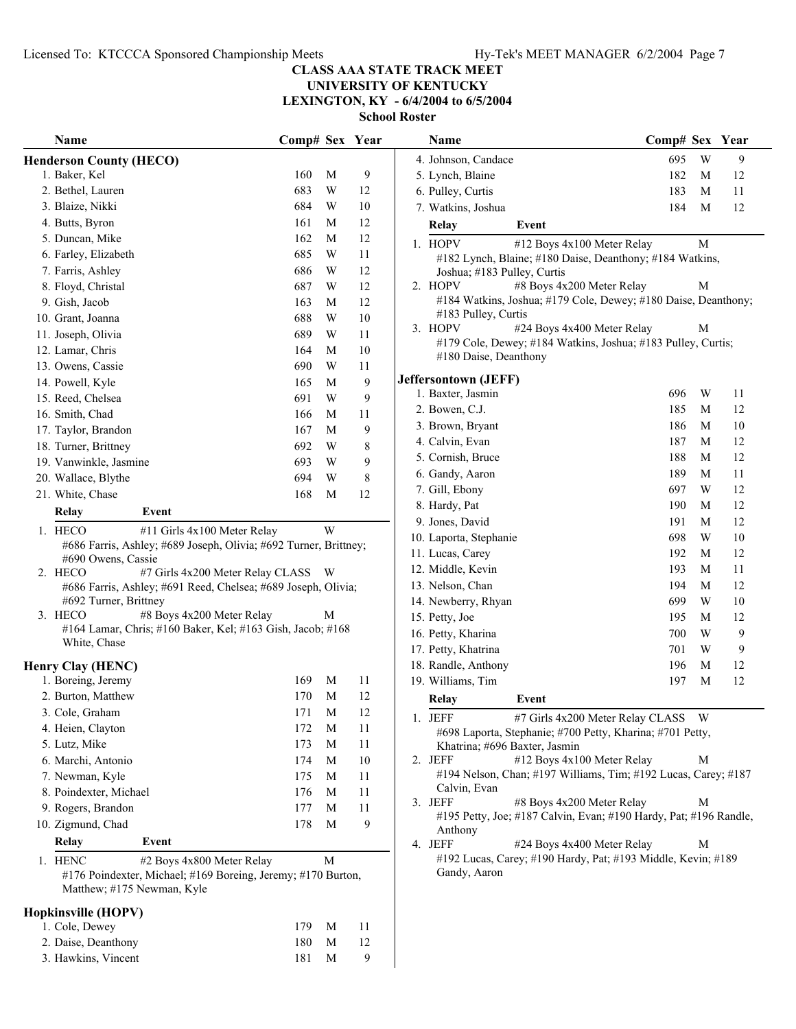# CLASS AAA STATE TRACK MEET
## UNIVERSITY OF KENTUCKY
### LEXINGTON, KY - 6/4/2004 to 6/5/2004
### School Roster

### Henderson County (HECO)

| Name | Comp# | Sex | Year |
|---|---|---|---|
| 1. Baker, Kel | 160 | M | 9 |
| 2. Bethel, Lauren | 683 | W | 12 |
| 3. Blaize, Nikki | 684 | W | 10 |
| 4. Butts, Byron | 161 | M | 12 |
| 5. Duncan, Mike | 162 | M | 12 |
| 6. Farley, Elizabeth | 685 | W | 11 |
| 7. Farris, Ashley | 686 | W | 12 |
| 8. Floyd, Christal | 687 | W | 12 |
| 9. Gish, Jacob | 163 | M | 12 |
| 10. Grant, Joanna | 688 | W | 10 |
| 11. Joseph, Olivia | 689 | W | 11 |
| 12. Lamar, Chris | 164 | M | 10 |
| 13. Owens, Cassie | 690 | W | 11 |
| 14. Powell, Kyle | 165 | M | 9 |
| 15. Reed, Chelsea | 691 | W | 9 |
| 16. Smith, Chad | 166 | M | 11 |
| 17. Taylor, Brandon | 167 | M | 9 |
| 18. Turner, Brittney | 692 | W | 8 |
| 19. Vanwinkle, Jasmine | 693 | W | 9 |
| 20. Wallace, Blythe | 694 | W | 8 |
| 21. White, Chase | 168 | M | 12 |

| Relay | Event | |
|---|---|---|
| 1. HECO | #11 Girls 4x100 Meter Relay | W |
| | #686 Farris, Ashley; #689 Joseph, Olivia; #692 Turner, Brittney; #690 Owens, Cassie | |
| 2. HECO | #7 Girls 4x200 Meter Relay CLASS | W |
| | #686 Farris, Ashley; #691 Reed, Chelsea; #689 Joseph, Olivia; #692 Turner, Brittney | |
| 3. HECO | #8 Boys 4x200 Meter Relay | M |
| | #164 Lamar, Chris; #160 Baker, Kel; #163 Gish, Jacob; #168 White, Chase | |

### Henry Clay (HENC)

| Name | Comp# | Sex | Year |
|---|---|---|---|
| 1. Boreing, Jeremy | 169 | M | 11 |
| 2. Burton, Matthew | 170 | M | 12 |
| 3. Cole, Graham | 171 | M | 12 |
| 4. Heien, Clayton | 172 | M | 11 |
| 5. Lutz, Mike | 173 | M | 11 |
| 6. Marchi, Antonio | 174 | M | 10 |
| 7. Newman, Kyle | 175 | M | 11 |
| 8. Poindexter, Michael | 176 | M | 11 |
| 9. Rogers, Brandon | 177 | M | 11 |
| 10. Zigmund, Chad | 178 | M | 9 |

| Relay | Event | |
|---|---|---|
| 1. HENC | #2 Boys 4x800 Meter Relay | M |
| | #176 Poindexter, Michael; #169 Boreing, Jeremy; #170 Burton, Matthew; #175 Newman, Kyle | |

### Hopkinsville (HOPV)

| Name | Comp# | Sex | Year |
|---|---|---|---|
| 1. Cole, Dewey | 179 | M | 11 |
| 2. Daise, Deanthony | 180 | M | 12 |
| 3. Hawkins, Vincent | 181 | M | 9 |
| 4. Johnson, Candace | 695 | W | 9 |
| 5. Lynch, Blaine | 182 | M | 12 |
| 6. Pulley, Curtis | 183 | M | 11 |
| 7. Watkins, Joshua | 184 | M | 12 |

| Relay | Event | |
|---|---|---|
| 1. HOPV | #12 Boys 4x100 Meter Relay | M |
| | #182 Lynch, Blaine; #180 Daise, Deanthony; #184 Watkins, Joshua; #183 Pulley, Curtis | |
| 2. HOPV | #8 Boys 4x200 Meter Relay | M |
| | #184 Watkins, Joshua; #179 Cole, Dewey; #180 Daise, Deanthony; #183 Pulley, Curtis | |
| 3. HOPV | #24 Boys 4x400 Meter Relay | M |
| | #179 Cole, Dewey; #184 Watkins, Joshua; #183 Pulley, Curtis; #180 Daise, Deanthony | |

### Jeffersontown (JEFF)

| Name | Comp# | Sex | Year |
|---|---|---|---|
| 1. Baxter, Jasmin | 696 | W | 11 |
| 2. Bowen, C.J. | 185 | M | 12 |
| 3. Brown, Bryant | 186 | M | 10 |
| 4. Calvin, Evan | 187 | M | 12 |
| 5. Cornish, Bruce | 188 | M | 12 |
| 6. Gandy, Aaron | 189 | M | 11 |
| 7. Gill, Ebony | 697 | W | 12 |
| 8. Hardy, Pat | 190 | M | 12 |
| 9. Jones, David | 191 | M | 12 |
| 10. Laporta, Stephanie | 698 | W | 10 |
| 11. Lucas, Carey | 192 | M | 12 |
| 12. Middle, Kevin | 193 | M | 11 |
| 13. Nelson, Chan | 194 | M | 12 |
| 14. Newberry, Rhyan | 699 | W | 10 |
| 15. Petty, Joe | 195 | M | 12 |
| 16. Petty, Kharina | 700 | W | 9 |
| 17. Petty, Khatrina | 701 | W | 9 |
| 18. Randle, Anthony | 196 | M | 12 |
| 19. Williams, Tim | 197 | M | 12 |

| Relay | Event | |
|---|---|---|
| 1. JEFF | #7 Girls 4x200 Meter Relay CLASS | W |
| | #698 Laporta, Stephanie; #700 Petty, Kharina; #701 Petty, Khatrina; #696 Baxter, Jasmin | |
| 2. JEFF | #12 Boys 4x100 Meter Relay | M |
| | #194 Nelson, Chan; #197 Williams, Tim; #192 Lucas, Carey; #187 Calvin, Evan | |
| 3. JEFF | #8 Boys 4x200 Meter Relay | M |
| | #195 Petty, Joe; #187 Calvin, Evan; #190 Hardy, Pat; #196 Randle, Anthony | |
| 4. JEFF | #24 Boys 4x400 Meter Relay | M |
| | #192 Lucas, Carey; #190 Hardy, Pat; #193 Middle, Kevin; #189 Gandy, Aaron | |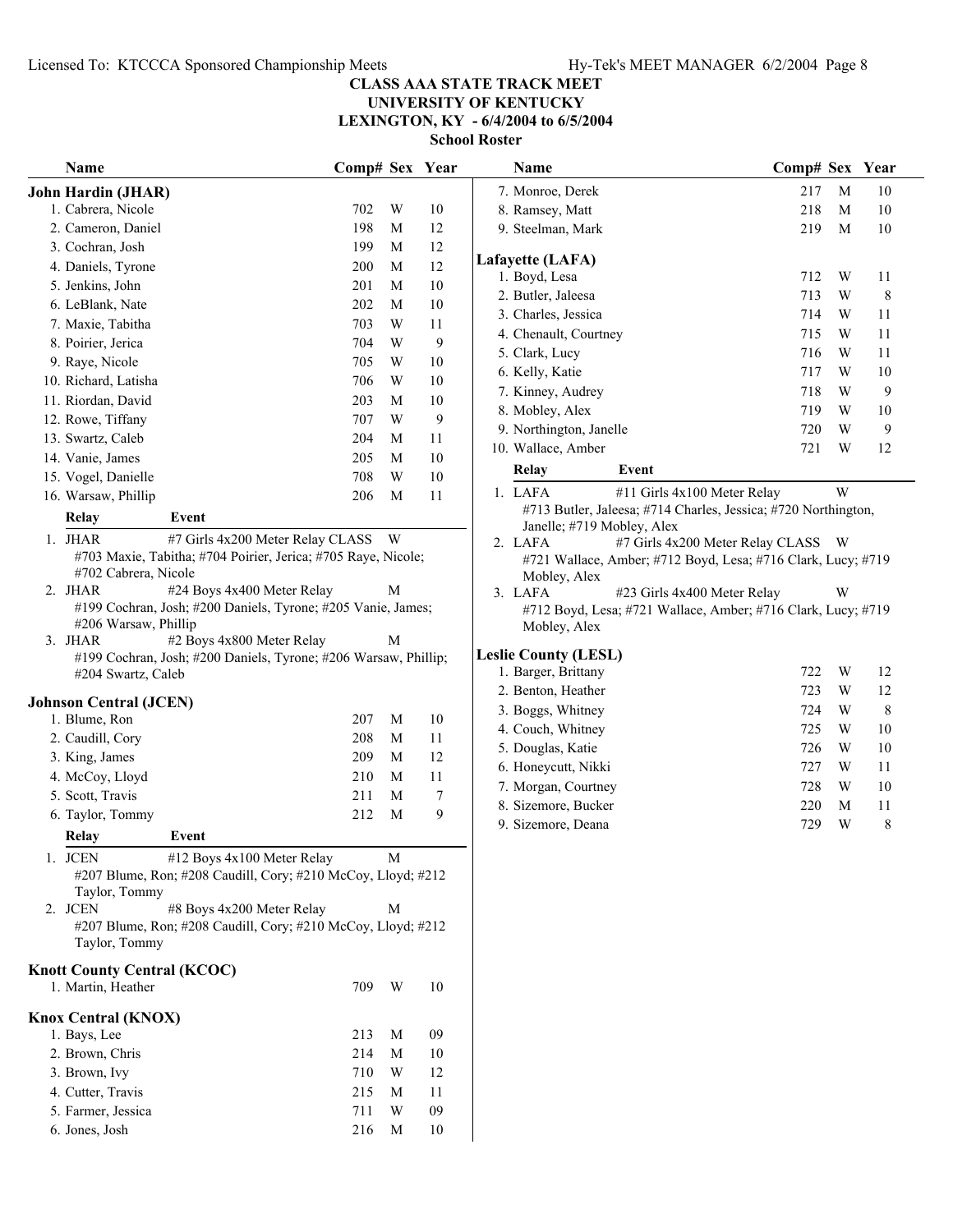# CLASS AAA STATE TRACK MEET
## UNIVERSITY OF KENTUCKY
## LEXINGTON, KY - 6/4/2004 to 6/5/2004
### School Roster

**John Hardin (JHAR)**

| Name | Comp# | Sex | Year |
|---|---|---|---|
| 1. Cabrera, Nicole | 702 | W | 10 |
| 2. Cameron, Daniel | 198 | M | 12 |
| 3. Cochran, Josh | 199 | M | 12 |
| 4. Daniels, Tyrone | 200 | M | 12 |
| 5. Jenkins, John | 201 | M | 10 |
| 6. LeBlank, Nate | 202 | M | 10 |
| 7. Maxie, Tabitha | 703 | W | 11 |
| 8. Poirier, Jerica | 704 | W | 9 |
| 9. Raye, Nicole | 705 | W | 10 |
| 10. Richard, Latisha | 706 | W | 10 |
| 11. Riordan, David | 203 | M | 10 |
| 12. Rowe, Tiffany | 707 | W | 9 |
| 13. Swartz, Caleb | 204 | M | 11 |
| 14. Vanie, James | 205 | M | 10 |
| 15. Vogel, Danielle | 708 | W | 10 |
| 16. Warsaw, Phillip | 206 | M | 11 |

| Relay | Event | |
|---|---|---|
| 1. JHAR | #7 Girls 4x200 Meter Relay CLASS | W |
| | #703 Maxie, Tabitha; #704 Poirier, Jerica; #705 Raye, Nicole; #702 Cabrera, Nicole | |
| 2. JHAR | #24 Boys 4x400 Meter Relay | M |
| | #199 Cochran, Josh; #200 Daniels, Tyrone; #205 Vanie, James; #206 Warsaw, Phillip | |
| 3. JHAR | #2 Boys 4x800 Meter Relay | M |
| | #199 Cochran, Josh; #200 Daniels, Tyrone; #206 Warsaw, Phillip; #204 Swartz, Caleb | |

**Johnson Central (JCEN)**

| Name | Comp# | Sex | Year |
|---|---|---|---|
| 1. Blume, Ron | 207 | M | 10 |
| 2. Caudill, Cory | 208 | M | 11 |
| 3. King, James | 209 | M | 12 |
| 4. McCoy, Lloyd | 210 | M | 11 |
| 5. Scott, Travis | 211 | M | 7 |
| 6. Taylor, Tommy | 212 | M | 9 |

| Relay | Event | |
|---|---|---|
| 1. JCEN | #12 Boys 4x100 Meter Relay | M |
| | #207 Blume, Ron; #208 Caudill, Cory; #210 McCoy, Lloyd; #212 Taylor, Tommy | |
| 2. JCEN | #8 Boys 4x200 Meter Relay | M |
| | #207 Blume, Ron; #208 Caudill, Cory; #210 McCoy, Lloyd; #212 Taylor, Tommy | |

**Knott County Central (KCOC)**

| Name | Comp# | Sex | Year |
|---|---|---|---|
| 1. Martin, Heather | 709 | W | 10 |

**Knox Central (KNOX)**

| Name | Comp# | Sex | Year |
|---|---|---|---|
| 1. Bays, Lee | 213 | M | 09 |
| 2. Brown, Chris | 214 | M | 10 |
| 3. Brown, Ivy | 710 | W | 12 |
| 4. Cutter, Travis | 215 | M | 11 |
| 5. Farmer, Jessica | 711 | W | 09 |
| 6. Jones, Josh | 216 | M | 10 |
| 7. Monroe, Derek | 217 | M | 10 |
| 8. Ramsey, Matt | 218 | M | 10 |
| 9. Steelman, Mark | 219 | M | 10 |

**Lafayette (LAFA)**

| Name | Comp# | Sex | Year |
|---|---|---|---|
| 1. Boyd, Lesa | 712 | W | 11 |
| 2. Butler, Jaleesa | 713 | W | 8 |
| 3. Charles, Jessica | 714 | W | 11 |
| 4. Chenault, Courtney | 715 | W | 11 |
| 5. Clark, Lucy | 716 | W | 11 |
| 6. Kelly, Katie | 717 | W | 10 |
| 7. Kinney, Audrey | 718 | W | 9 |
| 8. Mobley, Alex | 719 | W | 10 |
| 9. Northington, Janelle | 720 | W | 9 |
| 10. Wallace, Amber | 721 | W | 12 |

| Relay | Event | |
|---|---|---|
| 1. LAFA | #11 Girls 4x100 Meter Relay | W |
| | #713 Butler, Jaleesa; #714 Charles, Jessica; #720 Northington, Janelle; #719 Mobley, Alex | |
| 2. LAFA | #7 Girls 4x200 Meter Relay CLASS | W |
| | #721 Wallace, Amber; #712 Boyd, Lesa; #716 Clark, Lucy; #719 Mobley, Alex | |
| 3. LAFA | #23 Girls 4x400 Meter Relay | W |
| | #712 Boyd, Lesa; #721 Wallace, Amber; #716 Clark, Lucy; #719 Mobley, Alex | |

**Leslie County (LESL)**

| Name | Comp# | Sex | Year |
|---|---|---|---|
| 1. Barger, Brittany | 722 | W | 12 |
| 2. Benton, Heather | 723 | W | 12 |
| 3. Boggs, Whitney | 724 | W | 8 |
| 4. Couch, Whitney | 725 | W | 10 |
| 5. Douglas, Katie | 726 | W | 10 |
| 6. Honeycutt, Nikki | 727 | W | 11 |
| 7. Morgan, Courtney | 728 | W | 10 |
| 8. Sizemore, Bucker | 220 | M | 11 |
| 9. Sizemore, Deana | 729 | W | 8 |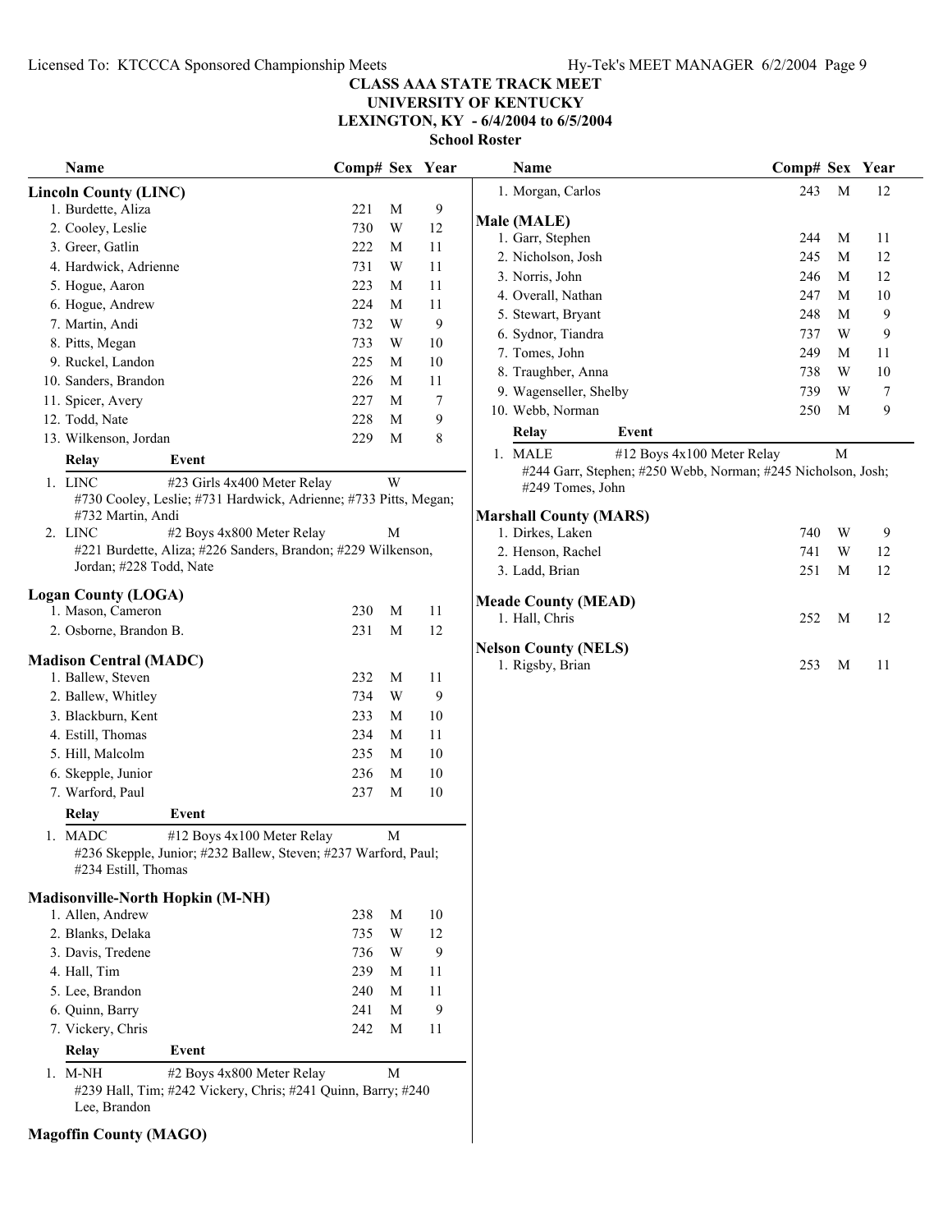# CLASS AAA STATE TRACK MEET
## UNIVERSITY OF KENTUCKY
## LEXINGTON, KY - 6/4/2004 to 6/5/2004
### School Roster

### Lincoln County (LINC)

| Name | Comp# | Sex | Year |
|---|---|---|---|
| 1. Burdette, Aliza | 221 | M | 9 |
| 2. Cooley, Leslie | 730 | W | 12 |
| 3. Greer, Gatlin | 222 | M | 11 |
| 4. Hardwick, Adrienne | 731 | W | 11 |
| 5. Hogue, Aaron | 223 | M | 11 |
| 6. Hogue, Andrew | 224 | M | 11 |
| 7. Martin, Andi | 732 | W | 9 |
| 8. Pitts, Megan | 733 | W | 10 |
| 9. Ruckel, Landon | 225 | M | 10 |
| 10. Sanders, Brandon | 226 | M | 11 |
| 11. Spicer, Avery | 227 | M | 7 |
| 12. Todd, Nate | 228 | M | 9 |
| 13. Wilkenson, Jordan | 229 | M | 8 |

| Relay | Event | Sex |
|---|---|---|
| 1. LINC | #23 Girls 4x400 Meter Relay | W |
| | #730 Cooley, Leslie; #731 Hardwick, Adrienne; #733 Pitts, Megan; #732 Martin, Andi | |
| 2. LINC | #2 Boys 4x800 Meter Relay | M |
| | #221 Burdette, Aliza; #226 Sanders, Brandon; #229 Wilkenson, Jordan; #228 Todd, Nate | |

### Logan County (LOGA)

| Name | Comp# | Sex | Year |
|---|---|---|---|
| 1. Mason, Cameron | 230 | M | 11 |
| 2. Osborne, Brandon B. | 231 | M | 12 |

### Madison Central (MADC)

| Name | Comp# | Sex | Year |
|---|---|---|---|
| 1. Ballew, Steven | 232 | M | 11 |
| 2. Ballew, Whitley | 734 | W | 9 |
| 3. Blackburn, Kent | 233 | M | 10 |
| 4. Estill, Thomas | 234 | M | 11 |
| 5. Hill, Malcolm | 235 | M | 10 |
| 6. Skepple, Junior | 236 | M | 10 |
| 7. Warford, Paul | 237 | M | 10 |

| Relay | Event | Sex |
|---|---|---|
| 1. MADC | #12 Boys 4x100 Meter Relay | M |
| | #236 Skepple, Junior; #232 Ballew, Steven; #237 Warford, Paul; #234 Estill, Thomas | |

### Madisonville-North Hopkin (M-NH)

| Name | Comp# | Sex | Year |
|---|---|---|---|
| 1. Allen, Andrew | 238 | M | 10 |
| 2. Blanks, Delaka | 735 | W | 12 |
| 3. Davis, Tredene | 736 | W | 9 |
| 4. Hall, Tim | 239 | M | 11 |
| 5. Lee, Brandon | 240 | M | 11 |
| 6. Quinn, Barry | 241 | M | 9 |
| 7. Vickery, Chris | 242 | M | 11 |

| Relay | Event | Sex |
|---|---|---|
| 1. M-NH | #2 Boys 4x800 Meter Relay | M |
| | #239 Hall, Tim; #242 Vickery, Chris; #241 Quinn, Barry; #240 Lee, Brandon | |

### Magoffin County (MAGO)

| Name | Comp# | Sex | Year |
|---|---|---|---|
| 1. Morgan, Carlos | 243 | M | 12 |

### Male (MALE)

| Name | Comp# | Sex | Year |
|---|---|---|---|
| 1. Garr, Stephen | 244 | M | 11 |
| 2. Nicholson, Josh | 245 | M | 12 |
| 3. Norris, John | 246 | M | 12 |
| 4. Overall, Nathan | 247 | M | 10 |
| 5. Stewart, Bryant | 248 | M | 9 |
| 6. Sydnor, Tiandra | 737 | W | 9 |
| 7. Tomes, John | 249 | M | 11 |
| 8. Traughber, Anna | 738 | W | 10 |
| 9. Wagenseller, Shelby | 739 | W | 7 |
| 10. Webb, Norman | 250 | M | 9 |

| Relay | Event | Sex |
|---|---|---|
| 1. MALE | #12 Boys 4x100 Meter Relay | M |
| | #244 Garr, Stephen; #250 Webb, Norman; #245 Nicholson, Josh; #249 Tomes, John | |

### Marshall County (MARS)

| Name | Comp# | Sex | Year |
|---|---|---|---|
| 1. Dirkes, Laken | 740 | W | 9 |
| 2. Henson, Rachel | 741 | W | 12 |
| 3. Ladd, Brian | 251 | M | 12 |

### Meade County (MEAD)

| Name | Comp# | Sex | Year |
|---|---|---|---|
| 1. Hall, Chris | 252 | M | 12 |

### Nelson County (NELS)

| Name | Comp# | Sex | Year |
|---|---|---|---|
| 1. Rigsby, Brian | 253 | M | 11 |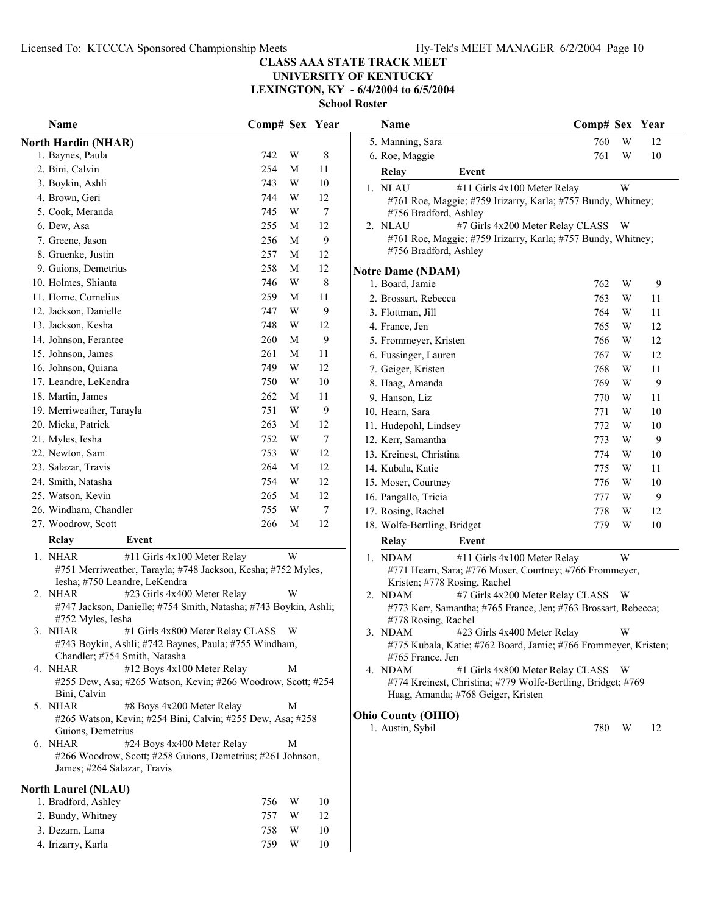**CLASS AAA STATE TRACK MEET**
**UNIVERSITY OF KENTUCKY**
**LEXINGTON, KY - 6/4/2004 to 6/5/2004**
**School Roster**

### North Hardin (NHAR)

| Name | Comp# | Sex | Year |
|---|---|---|---|
| 1. Baynes, Paula | 742 | W | 8 |
| 2. Bini, Calvin | 254 | M | 11 |
| 3. Boykin, Ashli | 743 | W | 10 |
| 4. Brown, Geri | 744 | W | 12 |
| 5. Cook, Meranda | 745 | W | 7 |
| 6. Dew, Asa | 255 | M | 12 |
| 7. Greene, Jason | 256 | M | 9 |
| 8. Gruenke, Justin | 257 | M | 12 |
| 9. Guions, Demetrius | 258 | M | 12 |
| 10. Holmes, Shianta | 746 | W | 8 |
| 11. Horne, Cornelius | 259 | M | 11 |
| 12. Jackson, Danielle | 747 | W | 9 |
| 13. Jackson, Kesha | 748 | W | 12 |
| 14. Johnson, Ferantee | 260 | M | 9 |
| 15. Johnson, James | 261 | M | 11 |
| 16. Johnson, Quiana | 749 | W | 12 |
| 17. Leandre, LeKendra | 750 | W | 10 |
| 18. Martin, James | 262 | M | 11 |
| 19. Merriweather, Tarayla | 751 | W | 9 |
| 20. Micka, Patrick | 263 | M | 12 |
| 21. Myles, Iesha | 752 | W | 7 |
| 22. Newton, Sam | 753 | W | 12 |
| 23. Salazar, Travis | 264 | M | 12 |
| 24. Smith, Natasha | 754 | W | 12 |
| 25. Watson, Kevin | 265 | M | 12 |
| 26. Windham, Chandler | 755 | W | 7 |
| 27. Woodrow, Scott | 266 | M | 12 |

| Relay | Event | Sex |
|---|---|---|
| 1. NHAR | #11 Girls 4x100 Meter Relay | W |
| | #751 Merriweather, Tarayla; #748 Jackson, Kesha; #752 Myles, Iesha; #750 Leandre, LeKendra | |
| 2. NHAR | #23 Girls 4x400 Meter Relay | W |
| | #747 Jackson, Danielle; #754 Smith, Natasha; #743 Boykin, Ashli; #752 Myles, Iesha | |
| 3. NHAR | #1 Girls 4x800 Meter Relay CLASS | W |
| | #743 Boykin, Ashli; #742 Baynes, Paula; #755 Windham, Chandler; #754 Smith, Natasha | |
| 4. NHAR | #12 Boys 4x100 Meter Relay | M |
| | #255 Dew, Asa; #265 Watson, Kevin; #266 Woodrow, Scott; #254 Bini, Calvin | |
| 5. NHAR | #8 Boys 4x200 Meter Relay | M |
| | #265 Watson, Kevin; #254 Bini, Calvin; #255 Dew, Asa; #258 Guions, Demetrius | |
| 6. NHAR | #24 Boys 4x400 Meter Relay | M |
| | #266 Woodrow, Scott; #258 Guions, Demetrius; #261 Johnson, James; #264 Salazar, Travis | |

### North Laurel (NLAU)

| Name | Comp# | Sex | Year |
|---|---|---|---|
| 1. Bradford, Ashley | 756 | W | 10 |
| 2. Bundy, Whitney | 757 | W | 12 |
| 3. Dezarn, Lana | 758 | W | 10 |
| 4. Irizarry, Karla | 759 | W | 10 |
| 5. Manning, Sara | 760 | W | 12 |
| 6. Roe, Maggie | 761 | W | 10 |

| Relay | Event | Sex |
|---|---|---|
| 1. NLAU | #11 Girls 4x100 Meter Relay | W |
| | #761 Roe, Maggie; #759 Irizarry, Karla; #757 Bundy, Whitney; #756 Bradford, Ashley | |
| 2. NLAU | #7 Girls 4x200 Meter Relay CLASS | W |
| | #761 Roe, Maggie; #759 Irizarry, Karla; #757 Bundy, Whitney; #756 Bradford, Ashley | |

### Notre Dame (NDAM)

| Name | Comp# | Sex | Year |
|---|---|---|---|
| 1. Board, Jamie | 762 | W | 9 |
| 2. Brossart, Rebecca | 763 | W | 11 |
| 3. Flottman, Jill | 764 | W | 11 |
| 4. France, Jen | 765 | W | 12 |
| 5. Frommeyer, Kristen | 766 | W | 12 |
| 6. Fussinger, Lauren | 767 | W | 12 |
| 7. Geiger, Kristen | 768 | W | 11 |
| 8. Haag, Amanda | 769 | W | 9 |
| 9. Hanson, Liz | 770 | W | 11 |
| 10. Hearn, Sara | 771 | W | 10 |
| 11. Hudepohl, Lindsey | 772 | W | 10 |
| 12. Kerr, Samantha | 773 | W | 9 |
| 13. Kreinest, Christina | 774 | W | 10 |
| 14. Kubala, Katie | 775 | W | 11 |
| 15. Moser, Courtney | 776 | W | 10 |
| 16. Pangallo, Tricia | 777 | W | 9 |
| 17. Rosing, Rachel | 778 | W | 12 |
| 18. Wolfe-Bertling, Bridget | 779 | W | 10 |

| Relay | Event | Sex |
|---|---|---|
| 1. NDAM | #11 Girls 4x100 Meter Relay | W |
| | #771 Hearn, Sara; #776 Moser, Courtney; #766 Frommeyer, Kristen; #778 Rosing, Rachel | |
| 2. NDAM | #7 Girls 4x200 Meter Relay CLASS | W |
| | #773 Kerr, Samantha; #765 France, Jen; #763 Brossart, Rebecca; #778 Rosing, Rachel | |
| 3. NDAM | #23 Girls 4x400 Meter Relay | W |
| | #775 Kubala, Katie; #762 Board, Jamie; #766 Frommeyer, Kristen; #765 France, Jen | |
| 4. NDAM | #1 Girls 4x800 Meter Relay CLASS | W |
| | #774 Kreinest, Christina; #779 Wolfe-Bertling, Bridget; #769 Haag, Amanda; #768 Geiger, Kristen | |

### Ohio County (OHIO)

| Name | Comp# | Sex | Year |
|---|---|---|---|
| 1. Austin, Sybil | 780 | W | 12 |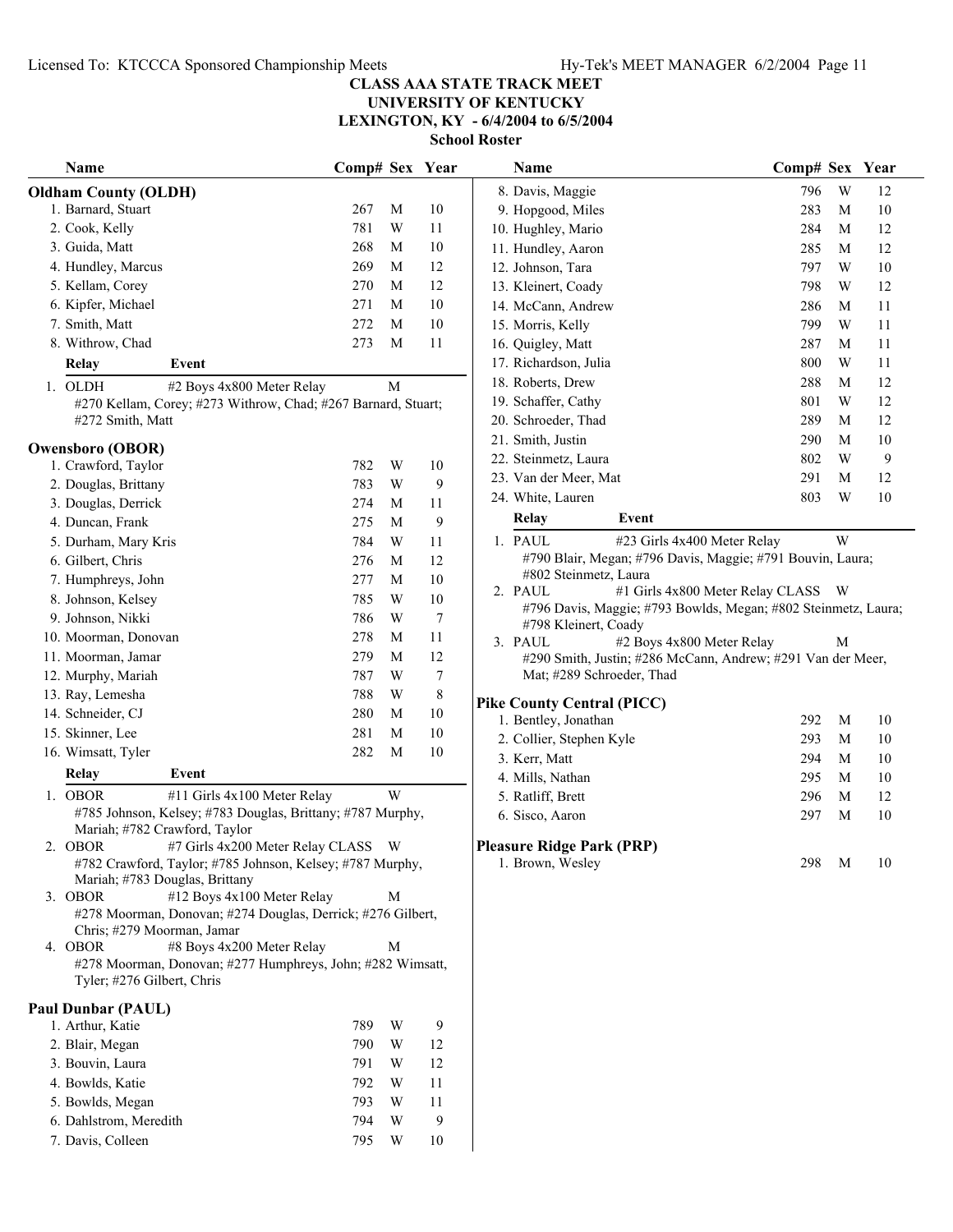# CLASS AAA STATE TRACK MEET
## UNIVERSITY OF KENTUCKY
## LEXINGTON, KY - 6/4/2004 to 6/5/2004
### School Roster

### Oldham County (OLDH)

| Name | Comp# | Sex | Year |
|---|---|---|---|
| 1. Barnard, Stuart | 267 | M | 10 |
| 2. Cook, Kelly | 781 | W | 11 |
| 3. Guida, Matt | 268 | M | 10 |
| 4. Hundley, Marcus | 269 | M | 12 |
| 5. Kellam, Corey | 270 | M | 12 |
| 6. Kipfer, Michael | 271 | M | 10 |
| 7. Smith, Matt | 272 | M | 10 |
| 8. Withrow, Chad | 273 | M | 11 |

| Relay | Event | |
|---|---|---|
| 1. OLDH | #2 Boys 4x800 Meter Relay | M |

#270 Kellam, Corey; #273 Withrow, Chad; #267 Barnard, Stuart; #272 Smith, Matt

### Owensboro (OBOR)

| Name | Comp# | Sex | Year |
|---|---|---|---|
| 1. Crawford, Taylor | 782 | W | 10 |
| 2. Douglas, Brittany | 783 | W | 9 |
| 3. Douglas, Derrick | 274 | M | 11 |
| 4. Duncan, Frank | 275 | M | 9 |
| 5. Durham, Mary Kris | 784 | W | 11 |
| 6. Gilbert, Chris | 276 | M | 12 |
| 7. Humphreys, John | 277 | M | 10 |
| 8. Johnson, Kelsey | 785 | W | 10 |
| 9. Johnson, Nikki | 786 | W | 7 |
| 10. Moorman, Donovan | 278 | M | 11 |
| 11. Moorman, Jamar | 279 | M | 12 |
| 12. Murphy, Mariah | 787 | W | 7 |
| 13. Ray, Lemesha | 788 | W | 8 |
| 14. Schneider, CJ | 280 | M | 10 |
| 15. Skinner, Lee | 281 | M | 10 |
| 16. Wimsatt, Tyler | 282 | M | 10 |

| Relay | Event | |
|---|---|---|
| 1. OBOR | #11 Girls 4x100 Meter Relay | W |
| 2. OBOR | #7 Girls 4x200 Meter Relay CLASS | W |
| 3. OBOR | #12 Boys 4x100 Meter Relay | M |
| 4. OBOR | #8 Boys 4x200 Meter Relay | M |

1. #785 Johnson, Kelsey; #783 Douglas, Brittany; #787 Murphy, Mariah; #782 Crawford, Taylor
2. #782 Crawford, Taylor; #785 Johnson, Kelsey; #787 Murphy, Mariah; #783 Douglas, Brittany
3. #278 Moorman, Donovan; #274 Douglas, Derrick; #276 Gilbert, Chris; #279 Moorman, Jamar
4. #278 Moorman, Donovan; #277 Humphreys, John; #282 Wimsatt, Tyler; #276 Gilbert, Chris

### Paul Dunbar (PAUL)

| Name | Comp# | Sex | Year |
|---|---|---|---|
| 1. Arthur, Katie | 789 | W | 9 |
| 2. Blair, Megan | 790 | W | 12 |
| 3. Bouvin, Laura | 791 | W | 12 |
| 4. Bowlds, Katie | 792 | W | 11 |
| 5. Bowlds, Megan | 793 | W | 11 |
| 6. Dahlstrom, Meredith | 794 | W | 9 |
| 7. Davis, Colleen | 795 | W | 10 |
| 8. Davis, Maggie | 796 | W | 12 |
| 9. Hopgood, Miles | 283 | M | 10 |
| 10. Hughley, Mario | 284 | M | 12 |
| 11. Hundley, Aaron | 285 | M | 12 |
| 12. Johnson, Tara | 797 | W | 10 |
| 13. Kleinert, Coady | 798 | W | 12 |
| 14. McCann, Andrew | 286 | M | 11 |
| 15. Morris, Kelly | 799 | W | 11 |
| 16. Quigley, Matt | 287 | M | 11 |
| 17. Richardson, Julia | 800 | W | 11 |
| 18. Roberts, Drew | 288 | M | 12 |
| 19. Schaffer, Cathy | 801 | W | 12 |
| 20. Schroeder, Thad | 289 | M | 12 |
| 21. Smith, Justin | 290 | M | 10 |
| 22. Steinmetz, Laura | 802 | W | 9 |
| 23. Van der Meer, Mat | 291 | M | 12 |
| 24. White, Lauren | 803 | W | 10 |

| Relay | Event | |
|---|---|---|
| 1. PAUL | #23 Girls 4x400 Meter Relay | W |
| 2. PAUL | #1 Girls 4x800 Meter Relay CLASS | W |
| 3. PAUL | #2 Boys 4x800 Meter Relay | M |

1. #790 Blair, Megan; #796 Davis, Maggie; #791 Bouvin, Laura; #802 Steinmetz, Laura
2. #796 Davis, Maggie; #793 Bowlds, Megan; #802 Steinmetz, Laura; #798 Kleinert, Coady
3. #290 Smith, Justin; #286 McCann, Andrew; #291 Van der Meer, Mat; #289 Schroeder, Thad

### Pike County Central (PICC)

| Name | Comp# | Sex | Year |
|---|---|---|---|
| 1. Bentley, Jonathan | 292 | M | 10 |
| 2. Collier, Stephen Kyle | 293 | M | 10 |
| 3. Kerr, Matt | 294 | M | 10 |
| 4. Mills, Nathan | 295 | M | 10 |
| 5. Ratliff, Brett | 296 | M | 12 |
| 6. Sisco, Aaron | 297 | M | 10 |

### Pleasure Ridge Park (PRP)

| Name | Comp# | Sex | Year |
|---|---|---|---|
| 1. Brown, Wesley | 298 | M | 10 |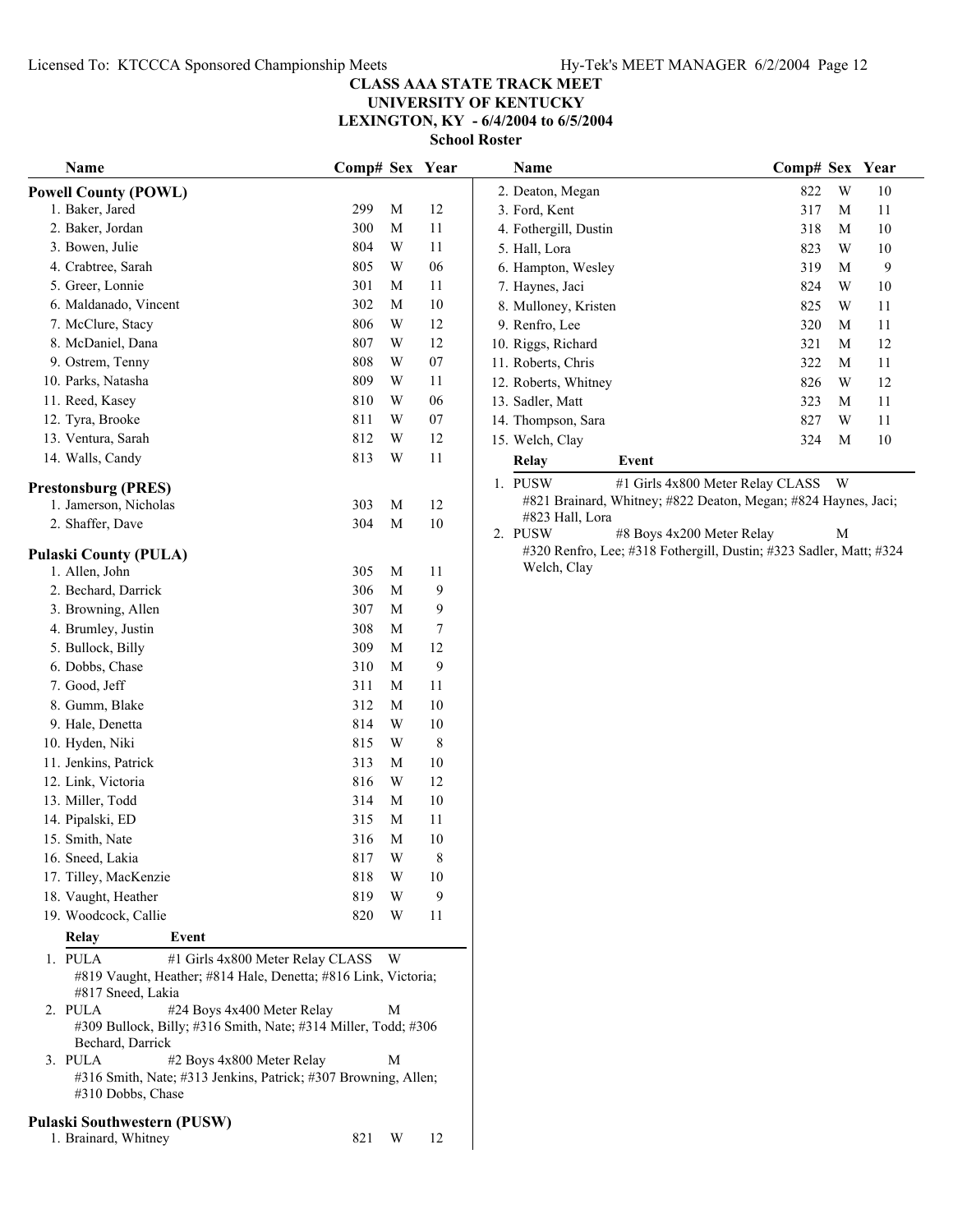# CLASS AAA STATE TRACK MEET

## UNIVERSITY OF KENTUCKY

## LEXINGTON, KY - 6/4/2004 to 6/5/2004

### School Roster

### Powell County (POWL)

| Name | Comp# | Sex | Year |
|---|---|---|---|
| 1. Baker, Jared | 299 | M | 12 |
| 2. Baker, Jordan | 300 | M | 11 |
| 3. Bowen, Julie | 804 | W | 11 |
| 4. Crabtree, Sarah | 805 | W | 06 |
| 5. Greer, Lonnie | 301 | M | 11 |
| 6. Maldanado, Vincent | 302 | M | 10 |
| 7. McClure, Stacy | 806 | W | 12 |
| 8. McDaniel, Dana | 807 | W | 12 |
| 9. Ostrem, Tenny | 808 | W | 07 |
| 10. Parks, Natasha | 809 | W | 11 |
| 11. Reed, Kasey | 810 | W | 06 |
| 12. Tyra, Brooke | 811 | W | 07 |
| 13. Ventura, Sarah | 812 | W | 12 |
| 14. Walls, Candy | 813 | W | 11 |

### Prestonsburg (PRES)

| Name | Comp# | Sex | Year |
|---|---|---|---|
| 1. Jamerson, Nicholas | 303 | M | 12 |
| 2. Shaffer, Dave | 304 | M | 10 |

### Pulaski County (PULA)

| Name | Comp# | Sex | Year |
|---|---|---|---|
| 1. Allen, John | 305 | M | 11 |
| 2. Bechard, Darrick | 306 | M | 9 |
| 3. Browning, Allen | 307 | M | 9 |
| 4. Brumley, Justin | 308 | M | 7 |
| 5. Bullock, Billy | 309 | M | 12 |
| 6. Dobbs, Chase | 310 | M | 9 |
| 7. Good, Jeff | 311 | M | 11 |
| 8. Gumm, Blake | 312 | M | 10 |
| 9. Hale, Denetta | 814 | W | 10 |
| 10. Hyden, Niki | 815 | W | 8 |
| 11. Jenkins, Patrick | 313 | M | 10 |
| 12. Link, Victoria | 816 | W | 12 |
| 13. Miller, Todd | 314 | M | 10 |
| 14. Pipalski, ED | 315 | M | 11 |
| 15. Smith, Nate | 316 | M | 10 |
| 16. Sneed, Lakia | 817 | W | 8 |
| 17. Tilley, MacKenzie | 818 | W | 10 |
| 18. Vaught, Heather | 819 | W | 9 |
| 19. Woodcock, Callie | 820 | W | 11 |

| Relay | Event | |
|---|---|---|
| 1. PULA | #1 Girls 4x800 Meter Relay CLASS | W |

#819 Vaught, Heather; #814 Hale, Denetta; #816 Link, Victoria; #817 Sneed, Lakia

| Relay | Event | |
|---|---|---|
| 2. PULA | #24 Boys 4x400 Meter Relay | M |

#309 Bullock, Billy; #316 Smith, Nate; #314 Miller, Todd; #306 Bechard, Darrick

| Relay | Event | |
|---|---|---|
| 3. PULA | #2 Boys 4x800 Meter Relay | M |

#316 Smith, Nate; #313 Jenkins, Patrick; #307 Browning, Allen; #310 Dobbs, Chase

### Pulaski Southwestern (PUSW)

| Name | Comp# | Sex | Year |
|---|---|---|---|
| 1. Brainard, Whitney | 821 | W | 12 |
| 2. Deaton, Megan | 822 | W | 10 |
| 3. Ford, Kent | 317 | M | 11 |
| 4. Fothergill, Dustin | 318 | M | 10 |
| 5. Hall, Lora | 823 | W | 10 |
| 6. Hampton, Wesley | 319 | M | 9 |
| 7. Haynes, Jaci | 824 | W | 10 |
| 8. Mulloney, Kristen | 825 | W | 11 |
| 9. Renfro, Lee | 320 | M | 11 |
| 10. Riggs, Richard | 321 | M | 12 |
| 11. Roberts, Chris | 322 | M | 11 |
| 12. Roberts, Whitney | 826 | W | 12 |
| 13. Sadler, Matt | 323 | M | 11 |
| 14. Thompson, Sara | 827 | W | 11 |
| 15. Welch, Clay | 324 | M | 10 |

| Relay | Event | |
|---|---|---|
| 1. PUSW | #1 Girls 4x800 Meter Relay CLASS | W |

#821 Brainard, Whitney; #822 Deaton, Megan; #824 Haynes, Jaci; #823 Hall, Lora

| Relay | Event | |
|---|---|---|
| 2. PUSW | #8 Boys 4x200 Meter Relay | M |

#320 Renfro, Lee; #318 Fothergill, Dustin; #323 Sadler, Matt; #324 Welch, Clay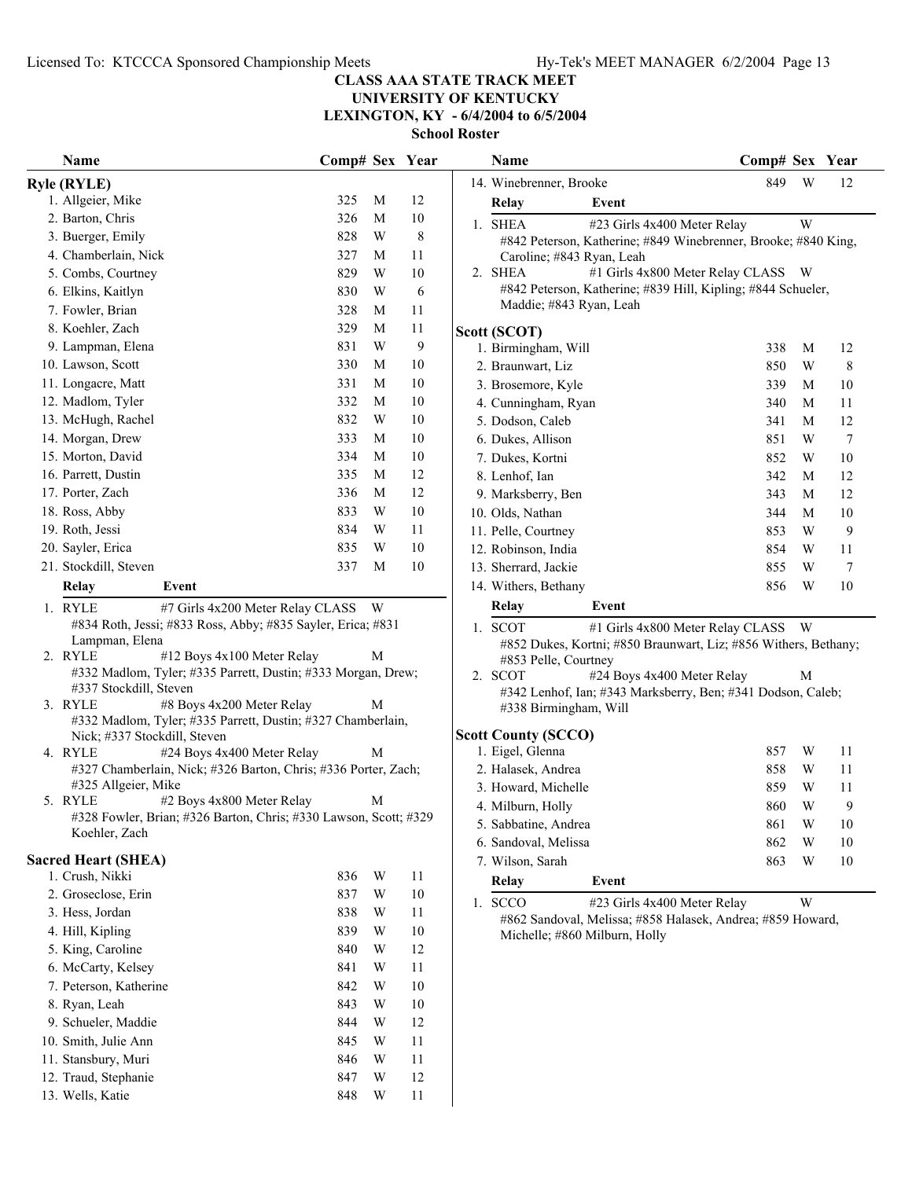# CLASS AAA STATE TRACK MEET
## UNIVERSITY OF KENTUCKY
### LEXINGTON, KY - 6/4/2004 to 6/5/2004
### School Roster

### Ryle (RYLE)

| Name | Comp# | Sex | Year |
|---|---|---|---|
| 1. Allgeier, Mike | 325 | M | 12 |
| 2. Barton, Chris | 326 | M | 10 |
| 3. Buerger, Emily | 828 | W | 8 |
| 4. Chamberlain, Nick | 327 | M | 11 |
| 5. Combs, Courtney | 829 | W | 10 |
| 6. Elkins, Kaitlyn | 830 | W | 6 |
| 7. Fowler, Brian | 328 | M | 11 |
| 8. Koehler, Zach | 329 | M | 11 |
| 9. Lampman, Elena | 831 | W | 9 |
| 10. Lawson, Scott | 330 | M | 10 |
| 11. Longacre, Matt | 331 | M | 10 |
| 12. Madlom, Tyler | 332 | M | 10 |
| 13. McHugh, Rachel | 832 | W | 10 |
| 14. Morgan, Drew | 333 | M | 10 |
| 15. Morton, David | 334 | M | 10 |
| 16. Parrett, Dustin | 335 | M | 12 |
| 17. Porter, Zach | 336 | M | 12 |
| 18. Ross, Abby | 833 | W | 10 |
| 19. Roth, Jessi | 834 | W | 11 |
| 20. Sayler, Erica | 835 | W | 10 |
| 21. Stockdill, Steven | 337 | M | 10 |

| Relay | Event | |
|---|---|---|
| 1. RYLE | #7 Girls 4x200 Meter Relay CLASS | W |
| | #834 Roth, Jessi; #833 Ross, Abby; #835 Sayler, Erica; #831 Lampman, Elena | |
| 2. RYLE | #12 Boys 4x100 Meter Relay | M |
| | #332 Madlom, Tyler; #335 Parrett, Dustin; #333 Morgan, Drew; #337 Stockdill, Steven | |
| 3. RYLE | #8 Boys 4x200 Meter Relay | M |
| | #332 Madlom, Tyler; #335 Parrett, Dustin; #327 Chamberlain, Nick; #337 Stockdill, Steven | |
| 4. RYLE | #24 Boys 4x400 Meter Relay | M |
| | #327 Chamberlain, Nick; #326 Barton, Chris; #336 Porter, Zach; #325 Allgeier, Mike | |
| 5. RYLE | #2 Boys 4x800 Meter Relay | M |
| | #328 Fowler, Brian; #326 Barton, Chris; #330 Lawson, Scott; #329 Koehler, Zach | |

### Sacred Heart (SHEA)

| Name | Comp# | Sex | Year |
|---|---|---|---|
| 1. Crush, Nikki | 836 | W | 11 |
| 2. Groseclose, Erin | 837 | W | 10 |
| 3. Hess, Jordan | 838 | W | 11 |
| 4. Hill, Kipling | 839 | W | 10 |
| 5. King, Caroline | 840 | W | 12 |
| 6. McCarty, Kelsey | 841 | W | 11 |
| 7. Peterson, Katherine | 842 | W | 10 |
| 8. Ryan, Leah | 843 | W | 10 |
| 9. Schueler, Maddie | 844 | W | 12 |
| 10. Smith, Julie Ann | 845 | W | 11 |
| 11. Stansbury, Muri | 846 | W | 11 |
| 12. Traud, Stephanie | 847 | W | 12 |
| 13. Wells, Katie | 848 | W | 11 |
| 14. Winebrenner, Brooke | 849 | W | 12 |

| Relay | Event | |
|---|---|---|
| 1. SHEA | #23 Girls 4x400 Meter Relay | W |
| | #842 Peterson, Katherine; #849 Winebrenner, Brooke; #840 King, Caroline; #843 Ryan, Leah | |
| 2. SHEA | #1 Girls 4x800 Meter Relay CLASS | W |
| | #842 Peterson, Katherine; #839 Hill, Kipling; #844 Schueler, Maddie; #843 Ryan, Leah | |

### Scott (SCOT)

| Name | Comp# | Sex | Year |
|---|---|---|---|
| 1. Birmingham, Will | 338 | M | 12 |
| 2. Braunwart, Liz | 850 | W | 8 |
| 3. Brosemore, Kyle | 339 | M | 10 |
| 4. Cunningham, Ryan | 340 | M | 11 |
| 5. Dodson, Caleb | 341 | M | 12 |
| 6. Dukes, Allison | 851 | W | 7 |
| 7. Dukes, Kortni | 852 | W | 10 |
| 8. Lenhof, Ian | 342 | M | 12 |
| 9. Marksberry, Ben | 343 | M | 12 |
| 10. Olds, Nathan | 344 | M | 10 |
| 11. Pelle, Courtney | 853 | W | 9 |
| 12. Robinson, India | 854 | W | 11 |
| 13. Sherrard, Jackie | 855 | W | 7 |
| 14. Withers, Bethany | 856 | W | 10 |

| Relay | Event | |
|---|---|---|
| 1. SCOT | #1 Girls 4x800 Meter Relay CLASS | W |
| | #852 Dukes, Kortni; #850 Braunwart, Liz; #856 Withers, Bethany; #853 Pelle, Courtney | |
| 2. SCOT | #24 Boys 4x400 Meter Relay | M |
| | #342 Lenhof, Ian; #343 Marksberry, Ben; #341 Dodson, Caleb; #338 Birmingham, Will | |

### Scott County (SCCO)

| Name | Comp# | Sex | Year |
|---|---|---|---|
| 1. Eigel, Glenna | 857 | W | 11 |
| 2. Halasek, Andrea | 858 | W | 11 |
| 3. Howard, Michelle | 859 | W | 11 |
| 4. Milburn, Holly | 860 | W | 9 |
| 5. Sabbatine, Andrea | 861 | W | 10 |
| 6. Sandoval, Melissa | 862 | W | 10 |
| 7. Wilson, Sarah | 863 | W | 10 |

| Relay | Event | |
|---|---|---|
| 1. SCCO | #23 Girls 4x400 Meter Relay | W |
| | #862 Sandoval, Melissa; #858 Halasek, Andrea; #859 Howard, Michelle; #860 Milburn, Holly | |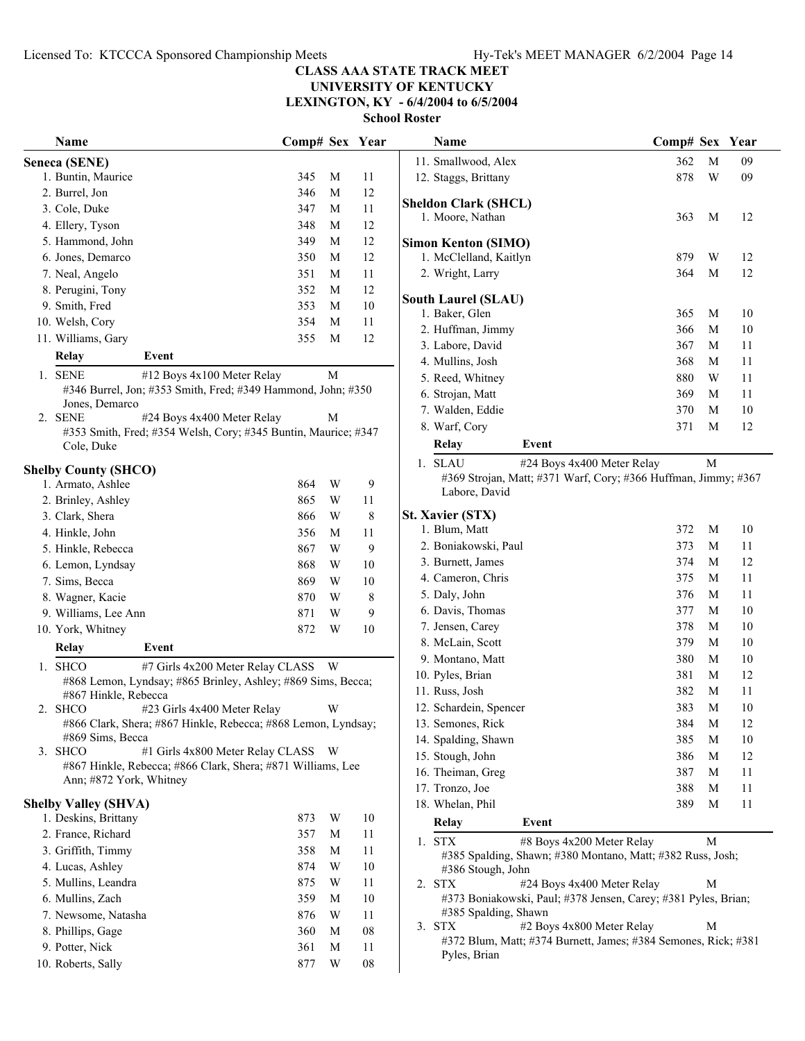# CLASS AAA STATE TRACK MEET
## UNIVERSITY OF KENTUCKY
## LEXINGTON, KY - 6/4/2004 to 6/5/2004
### School Roster

### Seneca (SENE)

| Name | Comp# | Sex | Year |
|---|---|---|---|
| 1. Buntin, Maurice | 345 | M | 11 |
| 2. Burrel, Jon | 346 | M | 12 |
| 3. Cole, Duke | 347 | M | 11 |
| 4. Ellery, Tyson | 348 | M | 12 |
| 5. Hammond, John | 349 | M | 12 |
| 6. Jones, Demarco | 350 | M | 12 |
| 7. Neal, Angelo | 351 | M | 11 |
| 8. Perugini, Tony | 352 | M | 12 |
| 9. Smith, Fred | 353 | M | 10 |
| 10. Welsh, Cory | 354 | M | 11 |
| 11. Williams, Gary | 355 | M | 12 |

| Relay | Event | Sex |
|---|---|---|
| 1. SENE | #12 Boys 4x100 Meter Relay | M |
| | #346 Burrel, Jon; #353 Smith, Fred; #349 Hammond, John; #350 Jones, Demarco | |
| 2. SENE | #24 Boys 4x400 Meter Relay | M |
| | #353 Smith, Fred; #354 Welsh, Cory; #345 Buntin, Maurice; #347 Cole, Duke | |

### Shelby County (SHCO)

| Name | Comp# | Sex | Year |
|---|---|---|---|
| 1. Armato, Ashlee | 864 | W | 9 |
| 2. Brinley, Ashley | 865 | W | 11 |
| 3. Clark, Shera | 866 | W | 8 |
| 4. Hinkle, John | 356 | M | 11 |
| 5. Hinkle, Rebecca | 867 | W | 9 |
| 6. Lemon, Lyndsay | 868 | W | 10 |
| 7. Sims, Becca | 869 | W | 10 |
| 8. Wagner, Kacie | 870 | W | 8 |
| 9. Williams, Lee Ann | 871 | W | 9 |
| 10. York, Whitney | 872 | W | 10 |

| Relay | Event | Sex |
|---|---|---|
| 1. SHCO | #7 Girls 4x200 Meter Relay CLASS | W |
| | #868 Lemon, Lyndsay; #865 Brinley, Ashley; #869 Sims, Becca; #867 Hinkle, Rebecca | |
| 2. SHCO | #23 Girls 4x400 Meter Relay | W |
| | #866 Clark, Shera; #867 Hinkle, Rebecca; #868 Lemon, Lyndsay; #869 Sims, Becca | |
| 3. SHCO | #1 Girls 4x800 Meter Relay CLASS | W |
| | #867 Hinkle, Rebecca; #866 Clark, Shera; #871 Williams, Lee Ann; #872 York, Whitney | |

### Shelby Valley (SHVA)

| Name | Comp# | Sex | Year |
|---|---|---|---|
| 1. Deskins, Brittany | 873 | W | 10 |
| 2. France, Richard | 357 | M | 11 |
| 3. Griffith, Timmy | 358 | M | 11 |
| 4. Lucas, Ashley | 874 | W | 10 |
| 5. Mullins, Leandra | 875 | W | 11 |
| 6. Mullins, Zach | 359 | M | 10 |
| 7. Newsome, Natasha | 876 | W | 11 |
| 8. Phillips, Gage | 360 | M | 08 |
| 9. Potter, Nick | 361 | M | 11 |
| 10. Roberts, Sally | 877 | W | 08 |
| 11. Smallwood, Alex | 362 | M | 09 |
| 12. Staggs, Brittany | 878 | W | 09 |

### Sheldon Clark (SHCL)

| Name | Comp# | Sex | Year |
|---|---|---|---|
| 1. Moore, Nathan | 363 | M | 12 |

### Simon Kenton (SIMO)

| Name | Comp# | Sex | Year |
|---|---|---|---|
| 1. McClelland, Kaitlyn | 879 | W | 12 |
| 2. Wright, Larry | 364 | M | 12 |

### South Laurel (SLAU)

| Name | Comp# | Sex | Year |
|---|---|---|---|
| 1. Baker, Glen | 365 | M | 10 |
| 2. Huffman, Jimmy | 366 | M | 10 |
| 3. Labore, David | 367 | M | 11 |
| 4. Mullins, Josh | 368 | M | 11 |
| 5. Reed, Whitney | 880 | W | 11 |
| 6. Strojan, Matt | 369 | M | 11 |
| 7. Walden, Eddie | 370 | M | 10 |
| 8. Warf, Cory | 371 | M | 12 |

| Relay | Event | Sex |
|---|---|---|
| 1. SLAU | #24 Boys 4x400 Meter Relay | M |
| | #369 Strojan, Matt; #371 Warf, Cory; #366 Huffman, Jimmy; #367 Labore, David | |

### St. Xavier (STX)

| Name | Comp# | Sex | Year |
|---|---|---|---|
| 1. Blum, Matt | 372 | M | 10 |
| 2. Boniakowski, Paul | 373 | M | 11 |
| 3. Burnett, James | 374 | M | 12 |
| 4. Cameron, Chris | 375 | M | 11 |
| 5. Daly, John | 376 | M | 11 |
| 6. Davis, Thomas | 377 | M | 10 |
| 7. Jensen, Carey | 378 | M | 10 |
| 8. McLain, Scott | 379 | M | 10 |
| 9. Montano, Matt | 380 | M | 10 |
| 10. Pyles, Brian | 381 | M | 12 |
| 11. Russ, Josh | 382 | M | 11 |
| 12. Schardein, Spencer | 383 | M | 10 |
| 13. Semones, Rick | 384 | M | 12 |
| 14. Spalding, Shawn | 385 | M | 10 |
| 15. Stough, John | 386 | M | 12 |
| 16. Theiman, Greg | 387 | M | 11 |
| 17. Tronzo, Joe | 388 | M | 11 |
| 18. Whelan, Phil | 389 | M | 11 |

| Relay | Event | Sex |
|---|---|---|
| 1. STX | #8 Boys 4x200 Meter Relay | M |
| | #385 Spalding, Shawn; #380 Montano, Matt; #382 Russ, Josh; #386 Stough, John | |
| 2. STX | #24 Boys 4x400 Meter Relay | M |
| | #373 Boniakowski, Paul; #378 Jensen, Carey; #381 Pyles, Brian; #385 Spalding, Shawn | |
| 3. STX | #2 Boys 4x800 Meter Relay | M |
| | #372 Blum, Matt; #374 Burnett, James; #384 Semones, Rick; #381 Pyles, Brian | |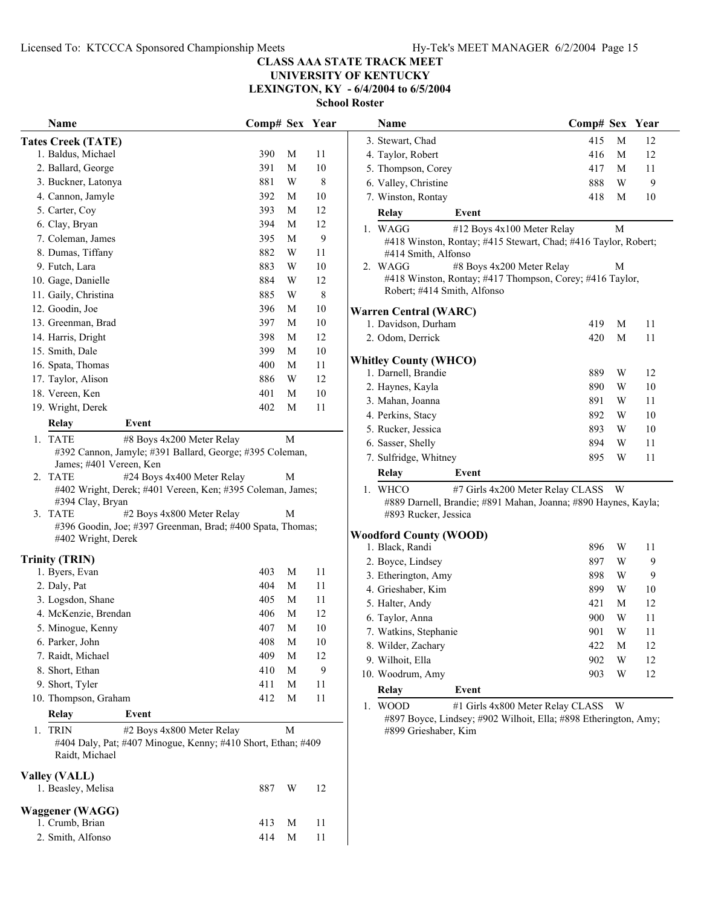# CLASS AAA STATE TRACK MEET
## UNIVERSITY OF KENTUCKY
## LEXINGTON, KY - 6/4/2004 to 6/5/2004
### School Roster

**Tates Creek (TATE)**

| Name | Comp# | Sex | Year |
|---|---|---|---|
| 1. Baldus, Michael | 390 | M | 11 |
| 2. Ballard, George | 391 | M | 10 |
| 3. Buckner, Latonya | 881 | W | 8 |
| 4. Cannon, Jamyle | 392 | M | 10 |
| 5. Carter, Coy | 393 | M | 12 |
| 6. Clay, Bryan | 394 | M | 12 |
| 7. Coleman, James | 395 | M | 9 |
| 8. Dumas, Tiffany | 882 | W | 11 |
| 9. Futch, Lara | 883 | W | 10 |
| 10. Gage, Danielle | 884 | W | 12 |
| 11. Gaily, Christina | 885 | W | 8 |
| 12. Goodin, Joe | 396 | M | 10 |
| 13. Greenman, Brad | 397 | M | 10 |
| 14. Harris, Dright | 398 | M | 12 |
| 15. Smith, Dale | 399 | M | 10 |
| 16. Spata, Thomas | 400 | M | 11 |
| 17. Taylor, Alison | 886 | W | 12 |
| 18. Vereen, Ken | 401 | M | 10 |
| 19. Wright, Derek | 402 | M | 11 |

| Relay | Event | |
|---|---|---|
| 1. TATE | #8 Boys 4x200 Meter Relay | M |
| | #392 Cannon, Jamyle; #391 Ballard, George; #395 Coleman, James; #401 Vereen, Ken | |
| 2. TATE | #24 Boys 4x400 Meter Relay | M |
| | #402 Wright, Derek; #401 Vereen, Ken; #395 Coleman, James; #394 Clay, Bryan | |
| 3. TATE | #2 Boys 4x800 Meter Relay | M |
| | #396 Goodin, Joe; #397 Greenman, Brad; #400 Spata, Thomas; #402 Wright, Derek | |

**Trinity (TRIN)**

| Name | Comp# | Sex | Year |
|---|---|---|---|
| 1. Byers, Evan | 403 | M | 11 |
| 2. Daly, Pat | 404 | M | 11 |
| 3. Logsdon, Shane | 405 | M | 11 |
| 4. McKenzie, Brendan | 406 | M | 12 |
| 5. Minogue, Kenny | 407 | M | 10 |
| 6. Parker, John | 408 | M | 10 |
| 7. Raidt, Michael | 409 | M | 12 |
| 8. Short, Ethan | 410 | M | 9 |
| 9. Short, Tyler | 411 | M | 11 |
| 10. Thompson, Graham | 412 | M | 11 |

| Relay | Event | |
|---|---|---|
| 1. TRIN | #2 Boys 4x800 Meter Relay | M |
| | #404 Daly, Pat; #407 Minogue, Kenny; #410 Short, Ethan; #409 Raidt, Michael | |

**Valley (VALL)**

| Name | Comp# | Sex | Year |
|---|---|---|---|
| 1. Beasley, Melisa | 887 | W | 12 |

**Waggener (WAGG)**

| Name | Comp# | Sex | Year |
|---|---|---|---|
| 1. Crumb, Brian | 413 | M | 11 |
| 2. Smith, Alfonso | 414 | M | 11 |
| 3. Stewart, Chad | 415 | M | 12 |
| 4. Taylor, Robert | 416 | M | 12 |
| 5. Thompson, Corey | 417 | M | 11 |
| 6. Valley, Christine | 888 | W | 9 |
| 7. Winston, Rontay | 418 | M | 10 |

| Relay | Event | |
|---|---|---|
| 1. WAGG | #12 Boys 4x100 Meter Relay | M |
| | #418 Winston, Rontay; #415 Stewart, Chad; #416 Taylor, Robert; #414 Smith, Alfonso | |
| 2. WAGG | #8 Boys 4x200 Meter Relay | M |
| | #418 Winston, Rontay; #417 Thompson, Corey; #416 Taylor, Robert; #414 Smith, Alfonso | |

**Warren Central (WARC)**

| Name | Comp# | Sex | Year |
|---|---|---|---|
| 1. Davidson, Durham | 419 | M | 11 |
| 2. Odom, Derrick | 420 | M | 11 |

**Whitley County (WHCO)**

| Name | Comp# | Sex | Year |
|---|---|---|---|
| 1. Darnell, Brandie | 889 | W | 12 |
| 2. Haynes, Kayla | 890 | W | 10 |
| 3. Mahan, Joanna | 891 | W | 11 |
| 4. Perkins, Stacy | 892 | W | 10 |
| 5. Rucker, Jessica | 893 | W | 10 |
| 6. Sasser, Shelly | 894 | W | 11 |
| 7. Sulfridge, Whitney | 895 | W | 11 |

| Relay | Event | |
|---|---|---|
| 1. WHCO | #7 Girls 4x200 Meter Relay CLASS | W |
| | #889 Darnell, Brandie; #891 Mahan, Joanna; #890 Haynes, Kayla; #893 Rucker, Jessica | |

**Woodford County (WOOD)**

| Name | Comp# | Sex | Year |
|---|---|---|---|
| 1. Black, Randi | 896 | W | 11 |
| 2. Boyce, Lindsey | 897 | W | 9 |
| 3. Etherington, Amy | 898 | W | 9 |
| 4. Grieshaber, Kim | 899 | W | 10 |
| 5. Halter, Andy | 421 | M | 12 |
| 6. Taylor, Anna | 900 | W | 11 |
| 7. Watkins, Stephanie | 901 | W | 11 |
| 8. Wilder, Zachary | 422 | M | 12 |
| 9. Wilhoit, Ella | 902 | W | 12 |
| 10. Woodrum, Amy | 903 | W | 12 |

| Relay | Event | |
|---|---|---|
| 1. WOOD | #1 Girls 4x800 Meter Relay CLASS | W |
| | #897 Boyce, Lindsey; #902 Wilhoit, Ella; #898 Etherington, Amy; #899 Grieshaber, Kim | |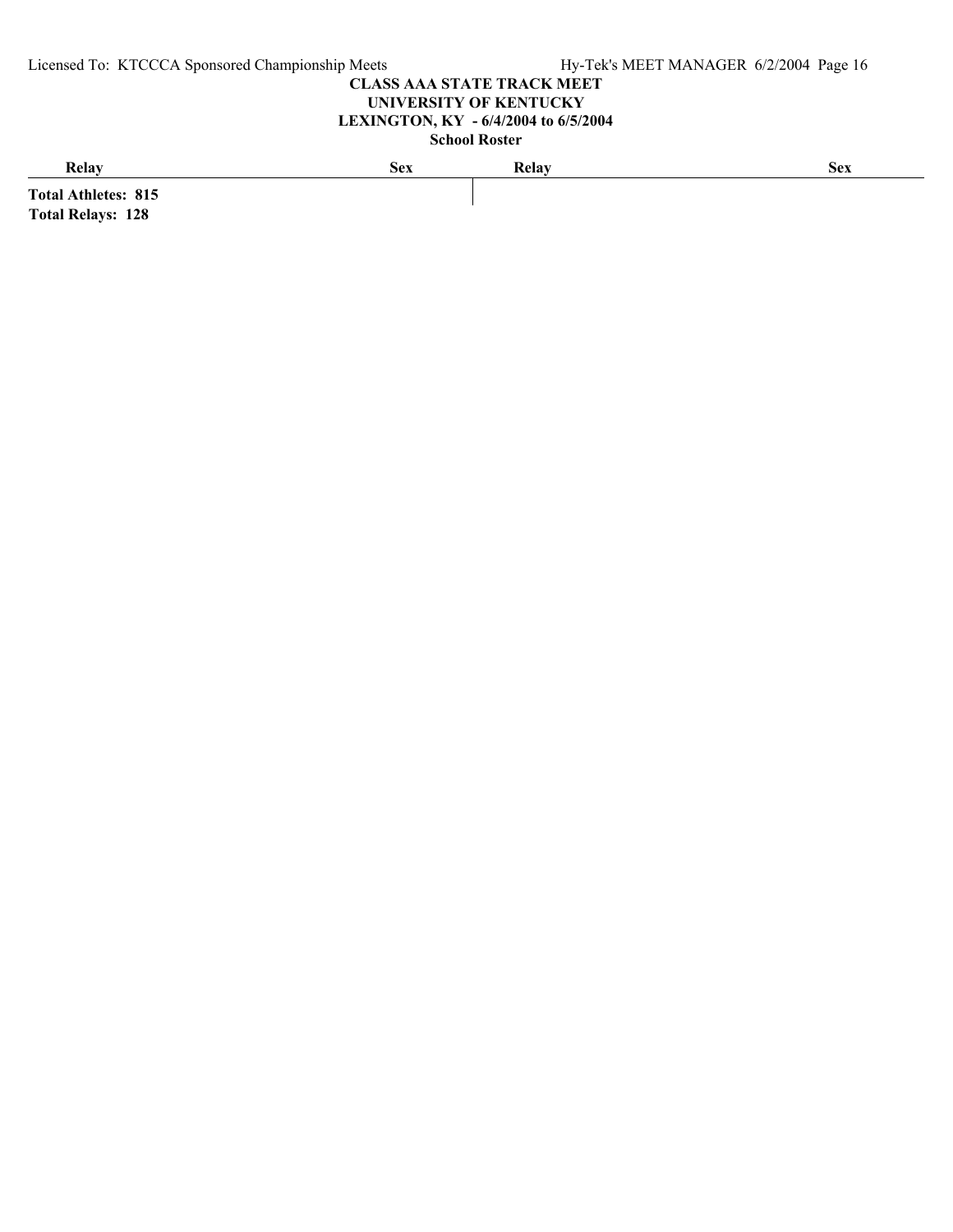# CLASS AAA STATE TRACK MEET
## UNIVERSITY OF KENTUCKY
## LEXINGTON, KY - 6/4/2004 to 6/5/2004
### School Roster

| Relay | Sex | Relay | Sex |
|---|---|---|---|

**Total Athletes: 815**

**Total Relays: 128**